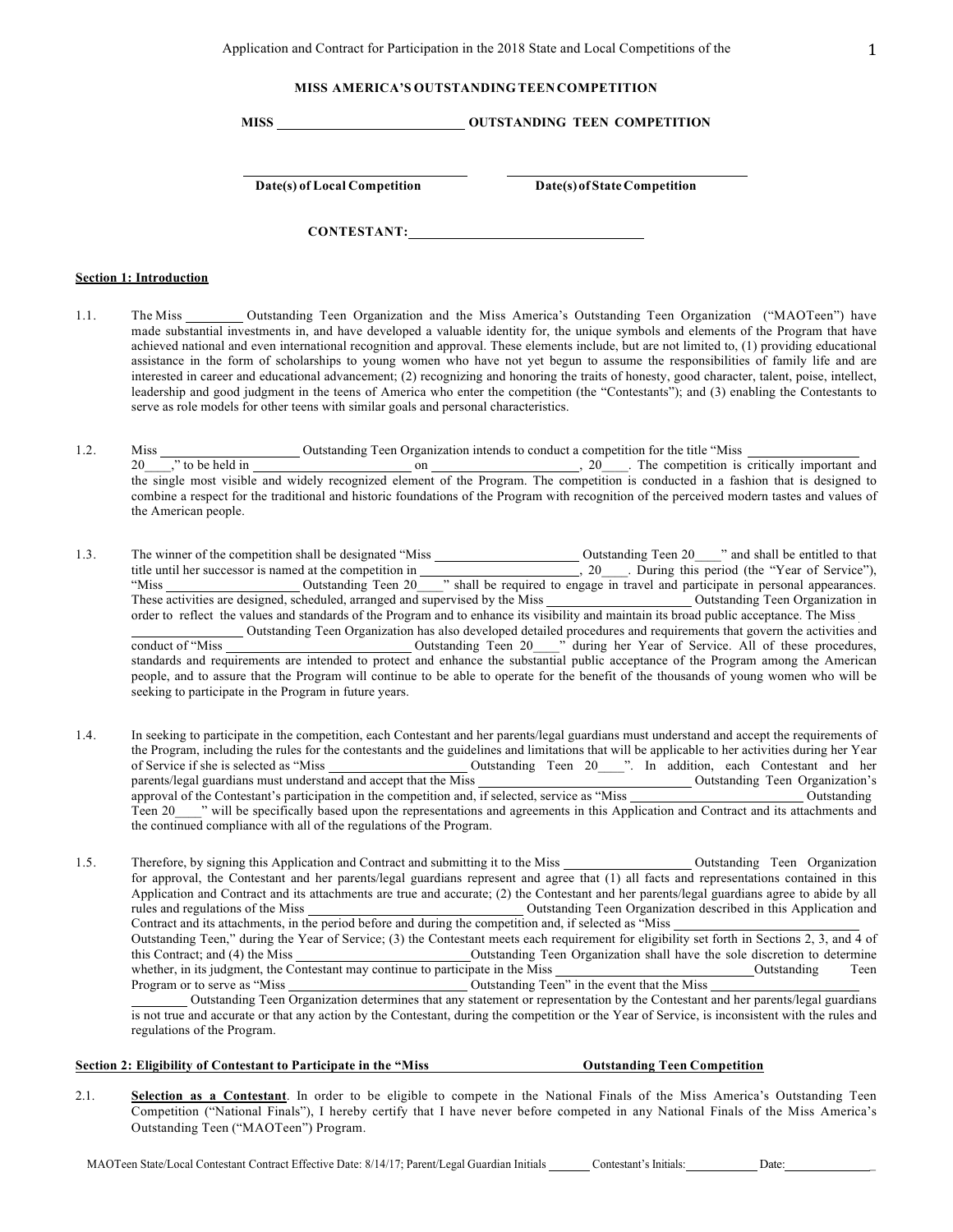Application and Contract for Participation in the 2018 State and Local Competitions of the

**MISS AMERICA'S OUTSTANDING TEEN COMPETITION**

**MISS ____________________________ OUTSTANDING TEEN COMPETITION**

| ____________________________ | ____________________________ |
|---|---|
| **Date(s) of Local Competition** | **Date(s) of State Competition** |

**CONTESTANT:** ____________________________

**Section 1: Introduction**

1.1. The Miss ________ Outstanding Teen Organization and the Miss America's Outstanding Teen Organization ("MAOTeen") have made substantial investments in, and have developed a valuable identity for, the unique symbols and elements of the Program that have achieved national and even international recognition and approval. These elements include, but are not limited to, (1) providing educational assistance in the form of scholarships to young women who have not yet begun to assume the responsibilities of family life and are interested in career and educational advancement; (2) recognizing and honoring the traits of honesty, good character, talent, poise, intellect, leadership and good judgment in the teens of America who enter the competition (the "Contestants"); and (3) enabling the Contestants to serve as role models for other teens with similar goals and personal characteristics.

1.2. Miss ____________________ Outstanding Teen Organization intends to conduct a competition for the title "Miss ________________ 20____," to be held in ______________________ on ______________________, 20____. The competition is critically important and the single most visible and widely recognized element of the Program. The competition is conducted in a fashion that is designed to combine a respect for the traditional and historic foundations of the Program with recognition of the perceived modern tastes and values of the American people.

1.3. The winner of the competition shall be designated "Miss ____________________ Outstanding Teen 20____" and shall be entitled to that title until her successor is named at the competition in ______________________, 20____. During this period (the "Year of Service"), "Miss ____________________ Outstanding Teen 20____" shall be required to engage in travel and participate in personal appearances. These activities are designed, scheduled, arranged and supervised by the Miss ____________________ Outstanding Teen Organization in order to reflect the values and standards of the Program and to enhance its visibility and maintain its broad public acceptance. The Miss ________________ Outstanding Teen Organization has also developed detailed procedures and requirements that govern the activities and conduct of "Miss __________________________ Outstanding Teen 20____" during her Year of Service. All of these procedures, standards and requirements are intended to protect and enhance the substantial public acceptance of the Program among the American people, and to assure that the Program will continue to be able to operate for the benefit of the thousands of young women who will be seeking to participate in the Program in future years.

1.4. In seeking to participate in the competition, each Contestant and her parents/legal guardians must understand and accept the requirements of the Program, including the rules for the contestants and the guidelines and limitations that will be applicable to her activities during her Year of Service if she is selected as "Miss ____________________ Outstanding Teen 20____". In addition, each Contestant and her parents/legal guardians must understand and accept that the Miss ______________________________ Outstanding Teen Organization's approval of the Contestant's participation in the competition and, if selected, service as "Miss ________________________ Outstanding Teen 20____" will be specifically based upon the representations and agreements in this Application and Contract and its attachments and the continued compliance with all of the regulations of the Program.

1.5. Therefore, by signing this Application and Contract and submitting it to the Miss __________________ Outstanding Teen Organization for approval, the Contestant and her parents/legal guardians represent and agree that (1) all facts and representations contained in this Application and Contract and its attachments are true and accurate; (2) the Contestant and her parents/legal guardians agree to abide by all rules and regulations of the Miss ______________________________ Outstanding Teen Organization described in this Application and Contract and its attachments, in the period before and during the competition and, if selected as "Miss ____________________ Outstanding Teen," during the Year of Service; (3) the Contestant meets each requirement for eligibility set forth in Sections 2, 3, and 4 of this Contract; and (4) the Miss ________________________ Outstanding Teen Organization shall have the sole discretion to determine whether, in its judgment, the Contestant may continue to participate in the Miss ________________________ Outstanding Teen Program or to serve as "Miss ________________________ Outstanding Teen" in the event that the Miss ____________________ Outstanding Teen Organization determines that any statement or representation by the Contestant and her parents/legal guardians is not true and accurate or that any action by the Contestant, during the competition or the Year of Service, is inconsistent with the rules and regulations of the Program.

**Section 2: Eligibility of Contestant to Participate in the "Miss ______________________ Outstanding Teen Competition**

2.1. **Selection as a Contestant**. In order to be eligible to compete in the National Finals of the Miss America's Outstanding Teen Competition ("National Finals"), I hereby certify that I have never before competed in any National Finals of the Miss America's Outstanding Teen ("MAOTeen") Program.

MAOTeen State/Local Contestant Contract Effective Date: 8/14/17; Parent/Legal Guardian Initials ______ Contestant's Initials: __________ Date: ______________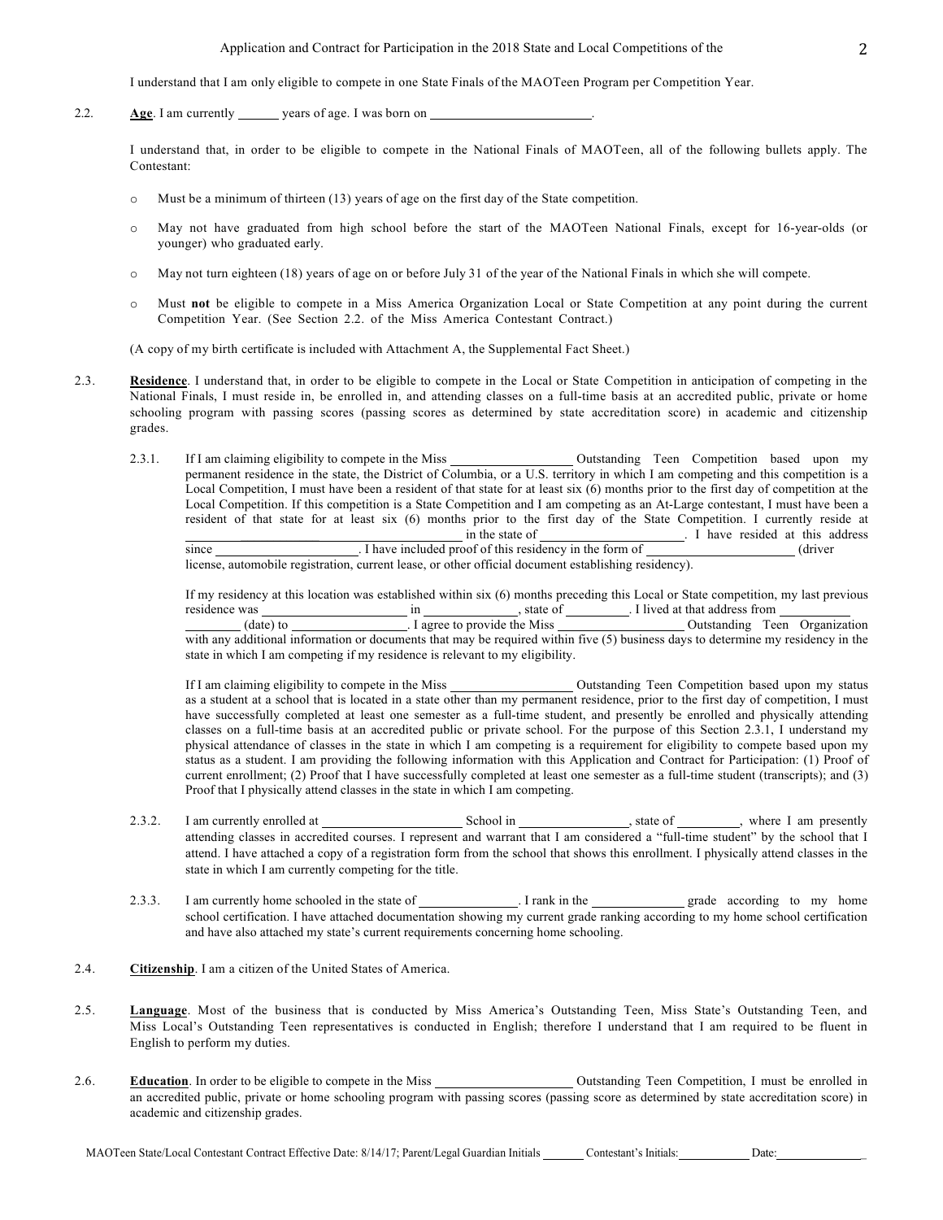I understand that I am only eligible to compete in one State Finals of the MAOTeen Program per Competition Year.

2.2. **Age**. I am currently ______ years of age. I was born on ________________________.

I understand that, in order to be eligible to compete in the National Finals of MAOTeen, all of the following bullets apply. The Contestant:

- Must be a minimum of thirteen (13) years of age on the first day of the State competition.
- May not have graduated from high school before the start of the MAOTeen National Finals, except for 16-year-olds (or younger) who graduated early.
- May not turn eighteen (18) years of age on or before July 31 of the year of the National Finals in which she will compete.
- Must **not** be eligible to compete in a Miss America Organization Local or State Competition at any point during the current Competition Year. (See Section 2.2. of the Miss America Contestant Contract.)

(A copy of my birth certificate is included with Attachment A, the Supplemental Fact Sheet.)

2.3. **Residence**. I understand that, in order to be eligible to compete in the Local or State Competition in anticipation of competing in the National Finals, I must reside in, be enrolled in, and attending classes on a full-time basis at an accredited public, private or home schooling program with passing scores (passing scores as determined by state accreditation score) in academic and citizenship grades.

2.3.1. If I am claiming eligibility to compete in the Miss __________________ Outstanding Teen Competition based upon my permanent residence in the state, the District of Columbia, or a U.S. territory in which I am competing and this competition is a Local Competition, I must have been a resident of that state for at least six (6) months prior to the first day of competition at the Local Competition. If this competition is a State Competition and I am competing as an At-Large contestant, I must have been a resident of that state for at least six (6) months prior to the first day of the State Competition. I currently reside at ________________________________________ in the state of ____________________. I have resided at this address since ____________________. I have included proof of this residency in the form of ______________________ (driver license, automobile registration, current lease, or other official document establishing residency).

If my residency at this location was established within six (6) months preceding this Local or State competition, my last previous residence was ______________________ in ______________, state of __________. I lived at that address from ____________________ (date) to __________________. I agree to provide the Miss __________________ Outstanding Teen Organization with any additional information or documents that may be required within five (5) business days to determine my residency in the state in which I am competing if my residence is relevant to my eligibility.

If I am claiming eligibility to compete in the Miss __________________ Outstanding Teen Competition based upon my status as a student at a school that is located in a state other than my permanent residence, prior to the first day of competition, I must have successfully completed at least one semester as a full-time student, and presently be enrolled and physically attending classes on a full-time basis at an accredited public or private school. For the purpose of this Section 2.3.1, I understand my physical attendance of classes in the state in which I am competing is a requirement for eligibility to compete based upon my status as a student. I am providing the following information with this Application and Contract for Participation: (1) Proof of current enrollment; (2) Proof that I have successfully completed at least one semester as a full-time student (transcripts); and (3) Proof that I physically attend classes in the state in which I am competing.

2.3.2. I am currently enrolled at ______________________ School in ________________, state of __________, where I am presently attending classes in accredited courses. I represent and warrant that I am considered a "full-time student" by the school that I attend. I have attached a copy of a registration form from the school that shows this enrollment. I physically attend classes in the state in which I am currently competing for the title.

2.3.3. I am currently home schooled in the state of _______________. I rank in the ______________ grade according to my home school certification. I have attached documentation showing my current grade ranking according to my home school certification and have also attached my state's current requirements concerning home schooling.

2.4. **Citizenship**. I am a citizen of the United States of America.

2.5. **Language**. Most of the business that is conducted by Miss America's Outstanding Teen, Miss State's Outstanding Teen, and Miss Local's Outstanding Teen representatives is conducted in English; therefore I understand that I am required to be fluent in English to perform my duties.

2.6. **Education**. In order to be eligible to compete in the Miss ____________________ Outstanding Teen Competition, I must be enrolled in an accredited public, private or home schooling program with passing scores (passing score as determined by state accreditation score) in academic and citizenship grades.

MAOTeen State/Local Contestant Contract Effective Date: 8/14/17; Parent/Legal Guardian Initials _______ Contestant's Initials: ____________ Date: ______________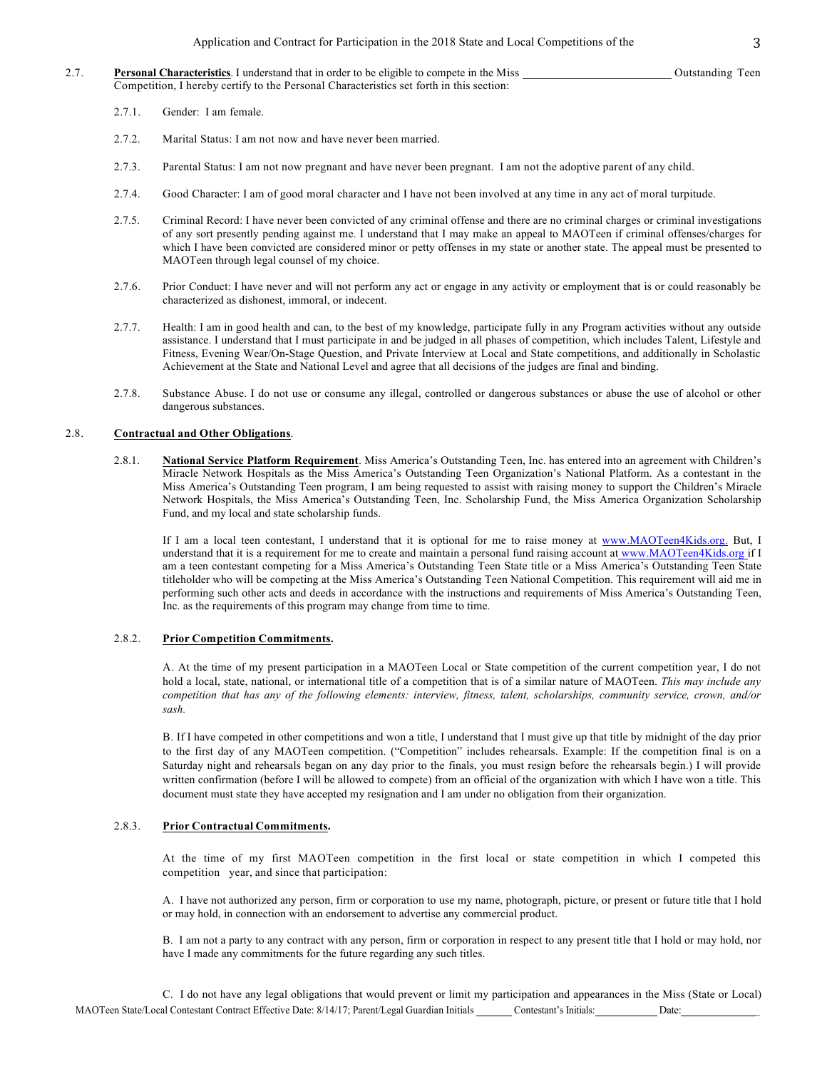2.7. **Personal Characteristics**. I understand that in order to be eligible to compete in the Miss _________________________ Outstanding Teen Competition, I hereby certify to the Personal Characteristics set forth in this section:

2.7.1. Gender: I am female.

2.7.2. Marital Status: I am not now and have never been married.

2.7.3. Parental Status: I am not now pregnant and have never been pregnant. I am not the adoptive parent of any child.

2.7.4. Good Character: I am of good moral character and I have not been involved at any time in any act of moral turpitude.

2.7.5. Criminal Record: I have never been convicted of any criminal offense and there are no criminal charges or criminal investigations of any sort presently pending against me. I understand that I may make an appeal to MAOTeen if criminal offenses/charges for which I have been convicted are considered minor or petty offenses in my state or another state. The appeal must be presented to MAOTeen through legal counsel of my choice.

2.7.6. Prior Conduct: I have never and will not perform any act or engage in any activity or employment that is or could reasonably be characterized as dishonest, immoral, or indecent.

2.7.7. Health: I am in good health and can, to the best of my knowledge, participate fully in any Program activities without any outside assistance. I understand that I must participate in and be judged in all phases of competition, which includes Talent, Lifestyle and Fitness, Evening Wear/On-Stage Question, and Private Interview at Local and State competitions, and additionally in Scholastic Achievement at the State and National Level and agree that all decisions of the judges are final and binding.

2.7.8. Substance Abuse. I do not use or consume any illegal, controlled or dangerous substances or abuse the use of alcohol or other dangerous substances.

2.8. **Contractual and Other Obligations**.

2.8.1. **National Service Platform Requirement**. Miss America's Outstanding Teen, Inc. has entered into an agreement with Children's Miracle Network Hospitals as the Miss America's Outstanding Teen Organization's National Platform. As a contestant in the Miss America's Outstanding Teen program, I am being requested to assist with raising money to support the Children's Miracle Network Hospitals, the Miss America's Outstanding Teen, Inc. Scholarship Fund, the Miss America Organization Scholarship Fund, and my local and state scholarship funds.

If I am a local teen contestant, I understand that it is optional for me to raise money at www.MAOTeen4Kids.org. But, I understand that it is a requirement for me to create and maintain a personal fund raising account at www.MAOTeen4Kids.org if I am a teen contestant competing for a Miss America's Outstanding Teen State title or a Miss America's Outstanding Teen State titleholder who will be competing at the Miss America's Outstanding Teen National Competition. This requirement will aid me in performing such other acts and deeds in accordance with the instructions and requirements of Miss America's Outstanding Teen, Inc. as the requirements of this program may change from time to time.

2.8.2. **Prior Competition Commitments.**

A. At the time of my present participation in a MAOTeen Local or State competition of the current competition year, I do not hold a local, state, national, or international title of a competition that is of a similar nature of MAOTeen. *This may include any competition that has any of the following elements: interview, fitness, talent, scholarships, community service, crown, and/or sash.*

B. If I have competed in other competitions and won a title, I understand that I must give up that title by midnight of the day prior to the first day of any MAOTeen competition. ("Competition" includes rehearsals. Example: If the competition final is on a Saturday night and rehearsals began on any day prior to the finals, you must resign before the rehearsals begin.) I will provide written confirmation (before I will be allowed to compete) from an official of the organization with which I have won a title. This document must state they have accepted my resignation and I am under no obligation from their organization.

2.8.3. **Prior Contractual Commitments.**

At the time of my first MAOTeen competition in the first local or state competition in which I competed this competition year, and since that participation:

A. I have not authorized any person, firm or corporation to use my name, photograph, picture, or present or future title that I hold or may hold, in connection with an endorsement to advertise any commercial product.

B. I am not a party to any contract with any person, firm or corporation in respect to any present title that I hold or may hold, nor have I made any commitments for the future regarding any such titles.

C. I do not have any legal obligations that would prevent or limit my participation and appearances in the Miss (State or Local)

MAOTeen State/Local Contestant Contract Effective Date: 8/14/17; Parent/Legal Guardian Initials _______ Contestant's Initials: ____________ Date: _______________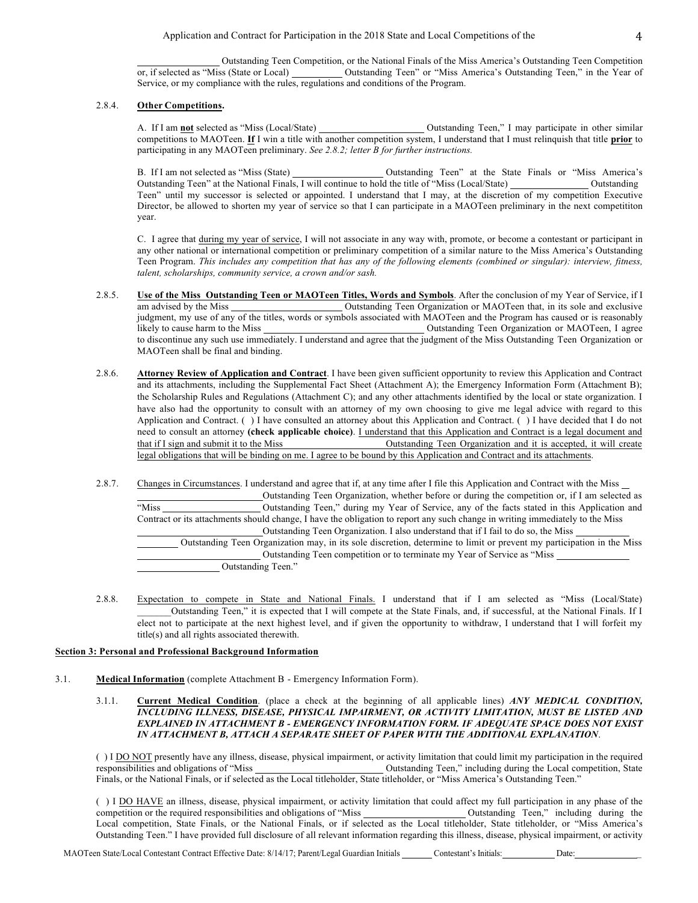\_\_\_\_\_\_\_\_\_\_\_\_\_\_\_\_ Outstanding Teen Competition, or the National Finals of the Miss America's Outstanding Teen Competition or, if selected as "Miss (State or Local) \_\_\_\_\_\_\_\_\_\_ Outstanding Teen" or "Miss America's Outstanding Teen," in the Year of Service, or my compliance with the rules, regulations and conditions of the Program.

2.8.4. **Other Competitions.**

A. If I am **not** selected as "Miss (Local/State) \_\_\_\_\_\_\_\_\_\_\_\_\_\_\_\_\_\_\_\_ Outstanding Teen," I may participate in other similar competitions to MAOTeen. **If** I win a title with another competition system, I understand that I must relinquish that title **prior** to participating in any MAOTeen preliminary. *See 2.8.2; letter B for further instructions.*

B. If I am not selected as "Miss (State) \_\_\_\_\_\_\_\_\_\_\_\_\_\_\_\_\_\_ Outstanding Teen" at the State Finals or "Miss America's Outstanding Teen" at the National Finals, I will continue to hold the title of "Miss (Local/State) \_\_\_\_\_\_\_\_\_\_\_\_\_\_\_\_ Outstanding Teen" until my successor is selected or appointed. I understand that I may, at the discretion of my competition Executive Director, be allowed to shorten my year of service so that I can participate in a MAOTeen preliminary in the next competititon year.

C. I agree that during my year of service, I will not associate in any way with, promote, or become a contestant or participant in any other national or international competition or preliminary competition of a similar nature to the Miss America's Outstanding Teen Program. *This includes any competition that has any of the following elements (combined or singular): interview, fitness, talent, scholarships, community service, a crown and/or sash.*

2.8.5. **Use of the Miss Outstanding Teen or MAOTeen Titles, Words and Symbols**. After the conclusion of my Year of Service, if I am advised by the Miss \_\_\_\_\_\_\_\_\_\_\_\_\_\_\_\_\_\_\_\_\_\_ Outstanding Teen Organization or MAOTeen that, in its sole and exclusive judgment, my use of any of the titles, words or symbols associated with MAOTeen and the Program has caused or is reasonably likely to cause harm to the Miss \_\_\_\_\_\_\_\_\_\_\_\_\_\_\_\_\_\_\_\_\_\_\_\_\_\_\_\_\_\_ Outstanding Teen Organization or MAOTeen, I agree to discontinue any such use immediately. I understand and agree that the judgment of the Miss Outstanding Teen Organization or MAOTeen shall be final and binding.

2.8.6. **Attorney Review of Application and Contract**. I have been given sufficient opportunity to review this Application and Contract and its attachments, including the Supplemental Fact Sheet (Attachment A); the Emergency Information Form (Attachment B); the Scholarship Rules and Regulations (Attachment C); and any other attachments identified by the local or state organization. I have also had the opportunity to consult with an attorney of my own choosing to give me legal advice with regard to this Application and Contract. ( ) I have consulted an attorney about this Application and Contract. ( ) I have decided that I do not need to consult an attorney **(check applicable choice)**. I understand that this Application and Contract is a legal document and that if I sign and submit it to the Miss \_\_\_\_\_\_\_\_\_\_\_\_\_\_\_\_\_\_\_\_ Outstanding Teen Organization and it is accepted, it will create legal obligations that will be binding on me. I agree to be bound by this Application and Contract and its attachments.

2.8.7. Changes in Circumstances. I understand and agree that if, at any time after I file this Application and Contract with the Miss \_\_\_\_\_\_\_\_\_\_\_\_\_\_\_\_\_\_\_\_\_\_Outstanding Teen Organization, whether before or during the competition or, if I am selected as "Miss \_\_\_\_\_\_\_\_\_\_\_\_\_\_\_\_\_\_\_\_ Outstanding Teen," during my Year of Service, any of the facts stated in this Application and Contract or its attachments should change, I have the obligation to report any such change in writing immediately to the Miss \_\_\_\_\_\_\_\_\_\_\_\_\_\_\_\_\_\_\_\_\_\_Outstanding Teen Organization. I also understand that if I fail to do so, the Miss \_\_\_\_\_\_\_\_\_\_\_\_\_\_\_\_\_\_\_\_ Outstanding Teen Organization may, in its sole discretion, determine to limit or prevent my participation in the Miss \_\_\_\_\_\_\_\_\_\_\_\_\_\_\_\_\_\_\_\_\_\_ Outstanding Teen competition or to terminate my Year of Service as "Miss \_\_\_\_\_\_\_\_\_\_\_\_\_\_\_\_\_\_\_\_\_\_\_\_\_\_\_\_ Outstanding Teen."

2.8.8. Expectation to compete in State and National Finals. I understand that if I am selected as "Miss (Local/State) \_\_\_\_\_\_Outstanding Teen," it is expected that I will compete at the State Finals, and, if successful, at the National Finals. If I elect not to participate at the next highest level, and if given the opportunity to withdraw, I understand that I will forfeit my title(s) and all rights associated therewith.

## Section 3: Personal and Professional Background Information

3.1. **Medical Information** (complete Attachment B - Emergency Information Form).

3.1.1. **Current Medical Condition**. (place a check at the beginning of all applicable lines) ***ANY MEDICAL CONDITION, INCLUDING ILLNESS, DISEASE, PHYSICAL IMPAIRMENT, OR ACTIVITY LIMITATION, MUST BE LISTED AND EXPLAINED IN ATTACHMENT B - EMERGENCY INFORMATION FORM. IF ADEQUATE SPACE DOES NOT EXIST IN ATTACHMENT B, ATTACH A SEPARATE SHEET OF PAPER WITH THE ADDITIONAL EXPLANATION***.

( ) I DO NOT presently have any illness, disease, physical impairment, or activity limitation that could limit my participation in the required responsibilities and obligations of "Miss \_\_\_\_\_\_\_\_\_\_\_\_\_\_\_\_\_\_\_\_\_\_\_\_ Outstanding Teen," including during the Local competition, State Finals, or the National Finals, or if selected as the Local titleholder, State titleholder, or "Miss America's Outstanding Teen."

( ) I DO HAVE an illness, disease, physical impairment, or activity limitation that could affect my full participation in any phase of the competition or the required responsibilities and obligations of "Miss \_\_\_\_\_\_\_\_\_\_\_\_\_\_\_\_\_\_\_\_ Outstanding Teen," including during the Local competition, State Finals, or the National Finals, or if selected as the Local titleholder, State titleholder, or "Miss America's Outstanding Teen." I have provided full disclosure of all relevant information regarding this illness, disease, physical impairment, or activity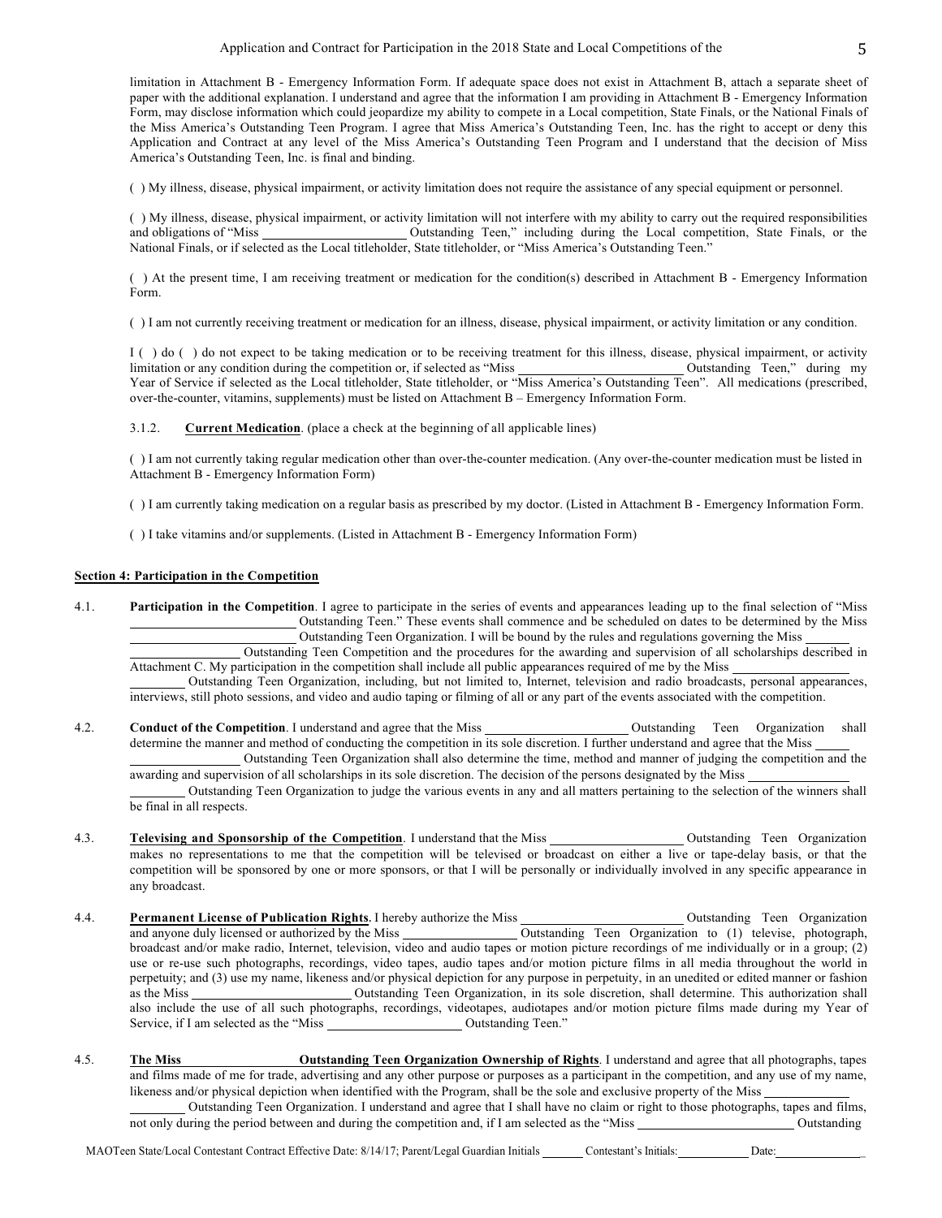limitation in Attachment B - Emergency Information Form. If adequate space does not exist in Attachment B, attach a separate sheet of paper with the additional explanation. I understand and agree that the information I am providing in Attachment B - Emergency Information Form, may disclose information which could jeopardize my ability to compete in a Local competition, State Finals, or the National Finals of the Miss America's Outstanding Teen Program. I agree that Miss America's Outstanding Teen, Inc. has the right to accept or deny this Application and Contract at any level of the Miss America's Outstanding Teen Program and I understand that the decision of Miss America's Outstanding Teen, Inc. is final and binding.

( ) My illness, disease, physical impairment, or activity limitation does not require the assistance of any special equipment or personnel.

( ) My illness, disease, physical impairment, or activity limitation will not interfere with my ability to carry out the required responsibilities and obligations of "Miss ______________________ Outstanding Teen," including during the Local competition, State Finals, or the National Finals, or if selected as the Local titleholder, State titleholder, or "Miss America's Outstanding Teen."

( ) At the present time, I am receiving treatment or medication for the condition(s) described in Attachment B - Emergency Information Form.

( ) I am not currently receiving treatment or medication for an illness, disease, physical impairment, or activity limitation or any condition.

I ( ) do ( ) do not expect to be taking medication or to be receiving treatment for this illness, disease, physical impairment, or activity limitation or any condition during the competition or, if selected as "Miss ______________________ Outstanding Teen," during my Year of Service if selected as the Local titleholder, State titleholder, or "Miss America's Outstanding Teen". All medications (prescribed, over-the-counter, vitamins, supplements) must be listed on Attachment B – Emergency Information Form.

3.1.2. **Current Medication**. (place a check at the beginning of all applicable lines)

( ) I am not currently taking regular medication other than over-the-counter medication. (Any over-the-counter medication must be listed in Attachment B - Emergency Information Form)

( ) I am currently taking medication on a regular basis as prescribed by my doctor. (Listed in Attachment B - Emergency Information Form.

( ) I take vitamins and/or supplements. (Listed in Attachment B - Emergency Information Form)

**Section 4: Participation in the Competition**

4.1. **Participation in the Competition**. I agree to participate in the series of events and appearances leading up to the final selection of "Miss ______________________ Outstanding Teen." These events shall commence and be scheduled on dates to be determined by the Miss ______________________ Outstanding Teen Organization. I will be bound by the rules and regulations governing the Miss ______________________ Outstanding Teen Competition and the procedures for the awarding and supervision of all scholarships described in Attachment C. My participation in the competition shall include all public appearances required of me by the Miss ______________________ Outstanding Teen Organization, including, but not limited to, Internet, television and radio broadcasts, personal appearances, interviews, still photo sessions, and video and audio taping or filming of all or any part of the events associated with the competition.

4.2. **Conduct of the Competition**. I understand and agree that the Miss ______________________ Outstanding Teen Organization shall determine the manner and method of conducting the competition in its sole discretion. I further understand and agree that the Miss ______________________ Outstanding Teen Organization shall also determine the time, method and manner of judging the competition and the awarding and supervision of all scholarships in its sole discretion. The decision of the persons designated by the Miss ______________________ Outstanding Teen Organization to judge the various events in any and all matters pertaining to the selection of the winners shall be final in all respects.

4.3. **Televising and Sponsorship of the Competition**. I understand that the Miss ______________________ Outstanding Teen Organization makes no representations to me that the competition will be televised or broadcast on either a live or tape-delay basis, or that the competition will be sponsored by one or more sponsors, or that I will be personally or individually involved in any specific appearance in any broadcast.

4.4. **Permanent License of Publication Rights**. I hereby authorize the Miss ______________________ Outstanding Teen Organization and anyone duly licensed or authorized by the Miss ______________________ Outstanding Teen Organization to (1) televise, photograph, broadcast and/or make radio, Internet, television, video and audio tapes or motion picture recordings of me individually or in a group; (2) use or re-use such photographs, recordings, video tapes, audio tapes and/or motion picture films in all media throughout the world in perpetuity; and (3) use my name, likeness and/or physical depiction for any purpose in perpetuity, in an unedited or edited manner or fashion as the Miss ______________________ Outstanding Teen Organization, in its sole discretion, shall determine. This authorization shall also include the use of all such photographs, recordings, videotapes, audiotapes and/or motion picture films made during my Year of Service, if I am selected as the "Miss ______________________ Outstanding Teen."

4.5. **The Miss ______________________ Outstanding Teen Organization Ownership of Rights**. I understand and agree that all photographs, tapes and films made of me for trade, advertising and any other purpose or purposes as a participant in the competition, and any use of my name, likeness and/or physical depiction when identified with the Program, shall be the sole and exclusive property of the Miss ______________________ Outstanding Teen Organization. I understand and agree that I shall have no claim or right to those photographs, tapes and films, not only during the period between and during the competition and, if I am selected as the "Miss ______________________ Outstanding

MAOTeen State/Local Contestant Contract Effective Date: 8/14/17; Parent/Legal Guardian Initials ______ Contestant's Initials: __________ Date: ______________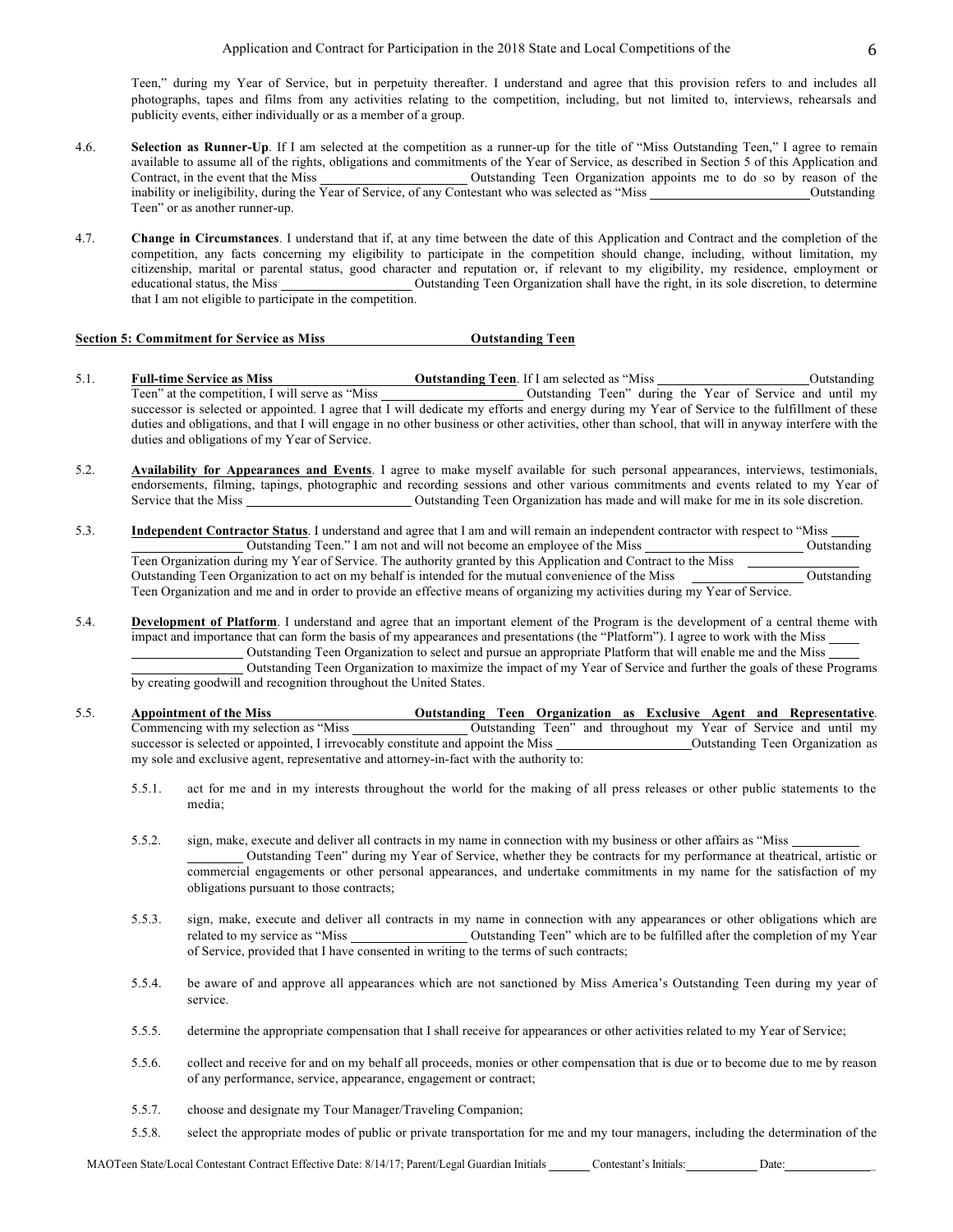Teen," during my Year of Service, but in perpetuity thereafter. I understand and agree that this provision refers to and includes all photographs, tapes and films from any activities relating to the competition, including, but not limited to, interviews, rehearsals and publicity events, either individually or as a member of a group.

4.6. **Selection as Runner-Up**. If I am selected at the competition as a runner-up for the title of "Miss Outstanding Teen," I agree to remain available to assume all of the rights, obligations and commitments of the Year of Service, as described in Section 5 of this Application and Contract, in the event that the Miss ______________________ Outstanding Teen Organization appoints me to do so by reason of the inability or ineligibility, during the Year of Service, of any Contestant who was selected as "Miss ________________________ Outstanding Teen" or as another runner-up.

4.7. **Change in Circumstances**. I understand that if, at any time between the date of this Application and Contract and the completion of the competition, any facts concerning my eligibility to participate in the competition should change, including, without limitation, my citizenship, marital or parental status, good character and reputation or, if relevant to my eligibility, my residence, employment or educational status, the Miss ____________________ Outstanding Teen Organization shall have the right, in its sole discretion, to determine that I am not eligible to participate in the competition.

## Section 5: Commitment for Service as Miss ______________________ Outstanding Teen

5.1. **Full-time Service as Miss ______________________ Outstanding Teen**. If I am selected as "Miss ______________________ Outstanding Teen" at the competition, I will serve as "Miss ______________________ Outstanding Teen" during the Year of Service and until my successor is selected or appointed. I agree that I will dedicate my efforts and energy during my Year of Service to the fulfillment of these duties and obligations, and that I will engage in no other business or other activities, other than school, that will in anyway interfere with the duties and obligations of my Year of Service.

5.2. **Availability for Appearances and Events**. I agree to make myself available for such personal appearances, interviews, testimonials, endorsements, filming, tapings, photographic and recording sessions and other various commitments and events related to my Year of Service that the Miss ________________________ Outstanding Teen Organization has made and will make for me in its sole discretion.

5.3. **Independent Contractor Status**. I understand and agree that I am and will remain an independent contractor with respect to "Miss ____ ________________ Outstanding Teen." I am not and will not become an employee of the Miss ________________________ Outstanding Teen Organization during my Year of Service. The authority granted by this Application and Contract to the Miss ______________ Outstanding Teen Organization to act on my behalf is intended for the mutual convenience of the Miss ________________ Outstanding Teen Organization and me and in order to provide an effective means of organizing my activities during my Year of Service.

5.4. **Development of Platform**. I understand and agree that an important element of the Program is the development of a central theme with impact and importance that can form the basis of my appearances and presentations (the "Platform"). I agree to work with the Miss ____ ________________ Outstanding Teen Organization to select and pursue an appropriate Platform that will enable me and the Miss ____ ________________ Outstanding Teen Organization to maximize the impact of my Year of Service and further the goals of these Programs by creating goodwill and recognition throughout the United States.

5.5. **Appointment of the Miss ______________________ Outstanding Teen Organization as Exclusive Agent and Representative**. Commencing with my selection as "Miss _________________ Outstanding Teen" and throughout my Year of Service and until my successor is selected or appointed, I irrevocably constitute and appoint the Miss ____________________Outstanding Teen Organization as my sole and exclusive agent, representative and attorney-in-fact with the authority to:

5.5.1. act for me and in my interests throughout the world for the making of all press releases or other public statements to the media;

5.5.2. sign, make, execute and deliver all contracts in my name in connection with my business or other affairs as "Miss __________ ________ Outstanding Teen" during my Year of Service, whether they be contracts for my performance at theatrical, artistic or commercial engagements or other personal appearances, and undertake commitments in my name for the satisfaction of my obligations pursuant to those contracts;

5.5.3. sign, make, execute and deliver all contracts in my name in connection with any appearances or other obligations which are related to my service as "Miss _________________ Outstanding Teen" which are to be fulfilled after the completion of my Year of Service, provided that I have consented in writing to the terms of such contracts;

5.5.4. be aware of and approve all appearances which are not sanctioned by Miss America's Outstanding Teen during my year of service.

5.5.5. determine the appropriate compensation that I shall receive for appearances or other activities related to my Year of Service;

5.5.6. collect and receive for and on my behalf all proceeds, monies or other compensation that is due or to become due to me by reason of any performance, service, appearance, engagement or contract;

5.5.7. choose and designate my Tour Manager/Traveling Companion;

5.5.8. select the appropriate modes of public or private transportation for me and my tour managers, including the determination of the

MAOTeen State/Local Contestant Contract Effective Date: 8/14/17; Parent/Legal Guardian Initials _______ Contestant's Initials: ___________ Date: _______________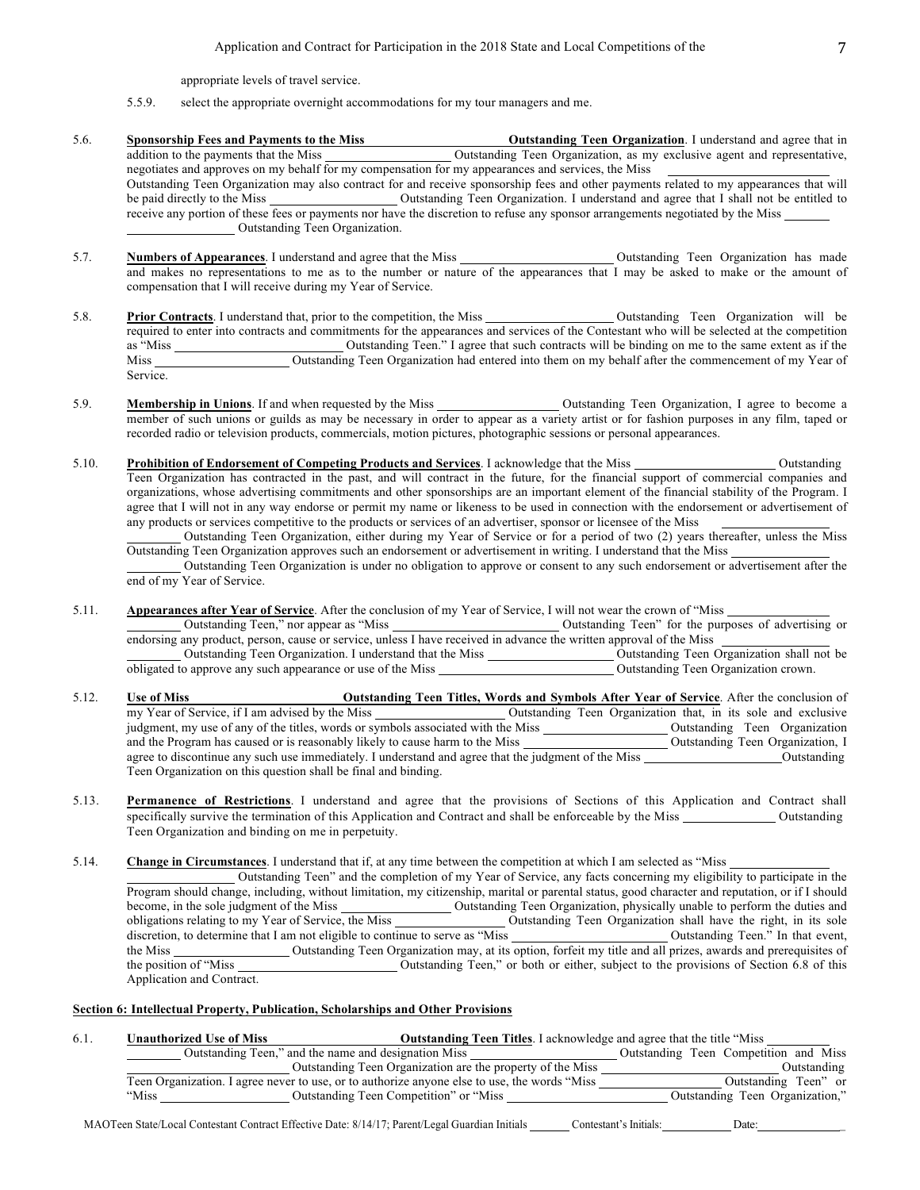appropriate levels of travel service.

5.5.9. select the appropriate overnight accommodations for my tour managers and me.

5.6. **Sponsorship Fees and Payments to the Miss \_\_\_\_\_\_\_\_\_\_\_\_\_\_\_\_\_\_\_\_ Outstanding Teen Organization**. I understand and agree that in addition to the payments that the Miss \_\_\_\_\_\_\_\_\_\_\_\_\_\_\_\_\_\_\_\_ Outstanding Teen Organization, as my exclusive agent and representative, negotiates and approves on my behalf for my compensation for my appearances and services, the Miss \_\_\_\_\_\_\_\_\_\_\_\_\_\_\_\_\_\_\_\_ Outstanding Teen Organization may also contract for and receive sponsorship fees and other payments related to my appearances that will be paid directly to the Miss \_\_\_\_\_\_\_\_\_\_\_\_\_\_\_\_\_\_\_\_ Outstanding Teen Organization. I understand and agree that I shall not be entitled to receive any portion of these fees or payments nor have the discretion to refuse any sponsor arrangements negotiated by the Miss \_\_\_\_\_\_\_\_\_\_\_\_\_\_\_\_\_\_\_\_ Outstanding Teen Organization.

5.7. **Numbers of Appearances**. I understand and agree that the Miss \_\_\_\_\_\_\_\_\_\_\_\_\_\_\_\_\_\_\_\_ Outstanding Teen Organization has made and makes no representations to me as to the number or nature of the appearances that I may be asked to make or the amount of compensation that I will receive during my Year of Service.

5.8. **Prior Contracts**. I understand that, prior to the competition, the Miss \_\_\_\_\_\_\_\_\_\_\_\_\_\_\_\_\_\_\_\_ Outstanding Teen Organization will be required to enter into contracts and commitments for the appearances and services of the Contestant who will be selected at the competition as "Miss \_\_\_\_\_\_\_\_\_\_\_\_\_\_\_\_\_\_\_\_ Outstanding Teen." I agree that such contracts will be binding on me to the same extent as if the Miss \_\_\_\_\_\_\_\_\_\_\_\_\_\_\_\_\_\_\_\_ Outstanding Teen Organization had entered into them on my behalf after the commencement of my Year of Service.

5.9. **Membership in Unions**. If and when requested by the Miss \_\_\_\_\_\_\_\_\_\_\_\_\_\_\_\_\_\_\_\_ Outstanding Teen Organization, I agree to become a member of such unions or guilds as may be necessary in order to appear as a variety artist or for fashion purposes in any film, taped or recorded radio or television products, commercials, motion pictures, photographic sessions or personal appearances.

5.10. **Prohibition of Endorsement of Competing Products and Services**. I acknowledge that the Miss \_\_\_\_\_\_\_\_\_\_\_\_\_\_\_\_\_\_\_\_ Outstanding Teen Organization has contracted in the past, and will contract in the future, for the financial support of commercial companies and organizations, whose advertising commitments and other sponsorships are an important element of the financial stability of the Program. I agree that I will not in any way endorse or permit my name or likeness to be used in connection with the endorsement or advertisement of any products or services competitive to the products or services of an advertiser, sponsor or licensee of the Miss \_\_\_\_\_\_\_\_\_\_\_\_\_\_\_\_\_\_\_\_ Outstanding Teen Organization, either during my Year of Service or for a period of two (2) years thereafter, unless the Miss Outstanding Teen Organization approves such an endorsement or advertisement in writing. I understand that the Miss \_\_\_\_\_\_\_\_\_\_\_\_\_\_\_\_\_\_\_\_ Outstanding Teen Organization is under no obligation to approve or consent to any such endorsement or advertisement after the end of my Year of Service.

5.11. **Appearances after Year of Service**. After the conclusion of my Year of Service, I will not wear the crown of "Miss \_\_\_\_\_\_\_\_\_\_\_\_\_\_\_\_\_\_\_\_ Outstanding Teen," nor appear as "Miss \_\_\_\_\_\_\_\_\_\_\_\_\_\_\_\_\_\_\_\_ Outstanding Teen" for the purposes of advertising or endorsing any product, person, cause or service, unless I have received in advance the written approval of the Miss \_\_\_\_\_\_\_\_\_\_\_\_\_\_\_\_\_\_\_\_ Outstanding Teen Organization. I understand that the Miss \_\_\_\_\_\_\_\_\_\_\_\_\_\_\_\_\_\_\_\_ Outstanding Teen Organization shall not be obligated to approve any such appearance or use of the Miss \_\_\_\_\_\_\_\_\_\_\_\_\_\_\_\_\_\_\_\_ Outstanding Teen Organization crown.

5.12. **Use of Miss \_\_\_\_\_\_\_\_\_\_\_\_\_\_\_\_\_\_\_\_ Outstanding Teen Titles, Words and Symbols After Year of Service**. After the conclusion of my Year of Service, if I am advised by the Miss \_\_\_\_\_\_\_\_\_\_\_\_\_\_\_\_\_\_\_\_ Outstanding Teen Organization that, in its sole and exclusive judgment, my use of any of the titles, words or symbols associated with the Miss \_\_\_\_\_\_\_\_\_\_\_\_\_\_\_\_\_\_\_\_ Outstanding Teen Organization and the Program has caused or is reasonably likely to cause harm to the Miss \_\_\_\_\_\_\_\_\_\_\_\_\_\_\_\_\_\_\_\_ Outstanding Teen Organization, I agree to discontinue any such use immediately. I understand and agree that the judgment of the Miss \_\_\_\_\_\_\_\_\_\_\_\_\_\_\_\_\_\_\_\_ Outstanding Teen Organization on this question shall be final and binding.

5.13. **Permanence of Restrictions**. I understand and agree that the provisions of Sections of this Application and Contract shall specifically survive the termination of this Application and Contract and shall be enforceable by the Miss \_\_\_\_\_\_\_\_\_\_\_\_\_\_\_\_\_\_\_\_ Outstanding Teen Organization and binding on me in perpetuity.

5.14. **Change in Circumstances**. I understand that if, at any time between the competition at which I am selected as "Miss \_\_\_\_\_\_\_\_\_\_\_\_\_\_\_\_\_\_\_\_ Outstanding Teen" and the completion of my Year of Service, any facts concerning my eligibility to participate in the Program should change, including, without limitation, my citizenship, marital or parental status, good character and reputation, or if I should become, in the sole judgment of the Miss \_\_\_\_\_\_\_\_\_\_\_\_\_\_\_\_\_\_\_\_ Outstanding Teen Organization, physically unable to perform the duties and obligations relating to my Year of Service, the Miss \_\_\_\_\_\_\_\_\_\_\_\_\_\_\_\_\_\_\_\_ Outstanding Teen Organization shall have the right, in its sole discretion, to determine that I am not eligible to continue to serve as "Miss \_\_\_\_\_\_\_\_\_\_\_\_\_\_\_\_\_\_\_\_ Outstanding Teen." In that event, the Miss \_\_\_\_\_\_\_\_\_\_\_\_\_\_\_\_\_\_\_\_ Outstanding Teen Organization may, at its option, forfeit my title and all prizes, awards and prerequisites of the position of "Miss \_\_\_\_\_\_\_\_\_\_\_\_\_\_\_\_\_\_\_\_ Outstanding Teen," or both or either, subject to the provisions of Section 6.8 of this Application and Contract.

**Section 6: Intellectual Property, Publication, Scholarships and Other Provisions**

6.1. **Unauthorized Use of Miss \_\_\_\_\_\_\_\_\_\_\_\_\_\_\_\_\_\_\_\_ Outstanding Teen Titles**. I acknowledge and agree that the title "Miss \_\_\_\_\_\_\_\_\_\_\_\_\_\_\_\_\_\_\_\_ Outstanding Teen," and the name and designation Miss \_\_\_\_\_\_\_\_\_\_\_\_\_\_\_\_\_\_\_\_ Outstanding Teen Competition and Miss \_\_\_\_\_\_\_\_\_\_\_\_\_\_\_\_\_\_\_\_ Outstanding Teen Organization are the property of the Miss \_\_\_\_\_\_\_\_\_\_\_\_\_\_\_\_\_\_\_\_ Outstanding Teen Organization. I agree never to use, or to authorize anyone else to use, the words "Miss \_\_\_\_\_\_\_\_\_\_\_\_\_\_\_\_\_\_\_\_ Outstanding Teen" or "Miss \_\_\_\_\_\_\_\_\_\_\_\_\_\_\_\_\_\_\_\_ Outstanding Teen Competition" or "Miss \_\_\_\_\_\_\_\_\_\_\_\_\_\_\_\_\_\_\_\_ Outstanding Teen Organization,"

MAOTeen State/Local Contestant Contract Effective Date: 8/14/17; Parent/Legal Guardian Initials \_\_\_\_\_\_\_ Contestant's Initials: \_\_\_\_\_\_\_\_\_\_ Date: \_\_\_\_\_\_\_\_\_\_\_\_\_\_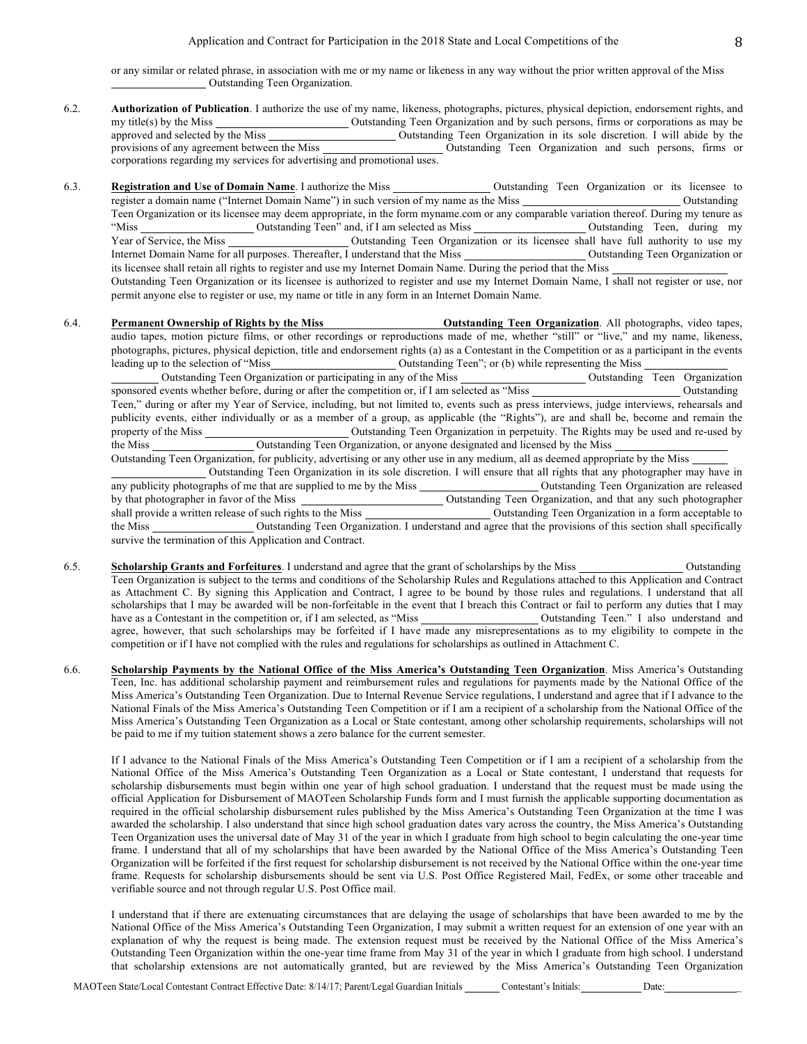or any similar or related phrase, in association with me or my name or likeness in any way without the prior written approval of the Miss \_\_\_\_\_\_\_\_\_\_\_\_\_\_\_\_ Outstanding Teen Organization.

6.2. **Authorization of Publication**. I authorize the use of my name, likeness, photographs, pictures, physical depiction, endorsement rights, and my title(s) by the Miss \_\_\_\_\_\_\_\_\_\_\_\_\_\_\_\_\_\_\_\_\_\_ Outstanding Teen Organization and by such persons, firms or corporations as may be approved and selected by the Miss \_\_\_\_\_\_\_\_\_\_\_\_\_\_\_\_\_\_\_\_\_\_ Outstanding Teen Organization in its sole discretion. I will abide by the provisions of any agreement between the Miss \_\_\_\_\_\_\_\_\_\_\_\_\_\_\_\_\_\_\_\_ Outstanding Teen Organization and such persons, firms or corporations regarding my services for advertising and promotional uses.

6.3. **Registration and Use of Domain Name**. I authorize the Miss \_\_\_\_\_\_\_\_\_\_\_\_\_\_\_\_ Outstanding Teen Organization or its licensee to register a domain name ("Internet Domain Name") in such version of my name as the Miss \_\_\_\_\_\_\_\_\_\_\_\_\_\_\_\_\_\_\_\_\_\_\_\_\_\_\_ Outstanding Teen Organization or its licensee may deem appropriate, in the form myname.com or any comparable variation thereof. During my tenure as "Miss \_\_\_\_\_\_\_\_\_\_\_\_\_\_\_\_\_\_\_ Outstanding Teen" and, if I am selected as Miss \_\_\_\_\_\_\_\_\_\_\_\_\_\_\_\_\_\_\_ Outstanding Teen, during my Year of Service, the Miss \_\_\_\_\_\_\_\_\_\_\_\_\_\_\_\_\_\_\_\_\_\_ Outstanding Teen Organization or its licensee shall have full authority to use my Internet Domain Name for all purposes. Thereafter, I understand that the Miss \_\_\_\_\_\_\_\_\_\_\_\_\_\_\_\_\_\_\_\_\_\_ Outstanding Teen Organization or its licensee shall retain all rights to register and use my Internet Domain Name. During the period that the Miss \_\_\_\_\_\_\_\_\_\_\_\_\_\_\_\_\_\_\_\_ Outstanding Teen Organization or its licensee is authorized to register and use my Internet Domain Name, I shall not register or use, nor permit anyone else to register or use, my name or title in any form in an Internet Domain Name.

6.4. **Permanent Ownership of Rights by the Miss \_\_\_\_\_\_\_\_\_\_\_\_\_\_\_\_\_\_\_\_\_\_ Outstanding Teen Organization**. All photographs, video tapes, audio tapes, motion picture films, or other recordings or reproductions made of me, whether "still" or "live," and my name, likeness, photographs, pictures, physical depiction, title and endorsement rights (a) as a Contestant in the Competition or as a participant in the events leading up to the selection of "Miss\_\_\_\_\_\_\_\_\_\_\_\_\_\_\_\_\_\_\_\_\_\_ Outstanding Teen"; or (b) while representing the Miss \_\_\_\_\_\_\_\_\_\_\_\_\_\_\_\_\_\_\_\_\_\_\_\_ Outstanding Teen Organization or participating in any of the Miss \_\_\_\_\_\_\_\_\_\_\_\_\_\_\_\_\_\_\_\_\_\_ Outstanding Teen Organization sponsored events whether before, during or after the competition or, if I am selected as "Miss \_\_\_\_\_\_\_\_\_\_\_\_\_\_\_\_\_\_\_\_\_\_\_\_\_\_\_ Outstanding Teen," during or after my Year of Service, including, but not limited to, events such as press interviews, judge interviews, rehearsals and publicity events, either individually or as a member of a group, as applicable (the "Rights"), are and shall be, become and remain the property of the Miss \_\_\_\_\_\_\_\_\_\_\_\_\_\_\_\_\_\_\_\_\_\_\_\_\_\_\_ Outstanding Teen Organization in perpetuity. The Rights may be used and re-used by the Miss \_\_\_\_\_\_\_\_\_\_\_\_\_\_\_\_\_\_ Outstanding Teen Organization, or anyone designated and licensed by the Miss \_\_\_\_\_\_\_\_\_\_\_\_\_\_\_\_\_\_\_\_ Outstanding Teen Organization, for publicity, advertising or any other use in any medium, all as deemed appropriate by the Miss \_\_\_\_\_\_\_\_\_\_\_\_\_\_\_\_\_\_\_\_\_\_ Outstanding Teen Organization in its sole discretion. I will ensure that all rights that any photographer may have in any publicity photographs of me that are supplied to me by the Miss \_\_\_\_\_\_\_\_\_\_\_\_\_\_\_\_\_\_\_\_\_\_ Outstanding Teen Organization are released by that photographer in favor of the Miss \_\_\_\_\_\_\_\_\_\_\_\_\_\_\_\_\_\_\_\_\_\_\_\_\_\_ Outstanding Teen Organization, and that any such photographer shall provide a written release of such rights to the Miss \_\_\_\_\_\_\_\_\_\_\_\_\_\_\_\_\_\_\_\_\_\_ Outstanding Teen Organization in a form acceptable to the Miss \_\_\_\_\_\_\_\_\_\_\_\_\_\_\_\_\_\_ Outstanding Teen Organization. I understand and agree that the provisions of this section shall specifically survive the termination of this Application and Contract.

6.5. **Scholarship Grants and Forfeitures**. I understand and agree that the grant of scholarships by the Miss \_\_\_\_\_\_\_\_\_\_\_\_\_\_\_\_\_\_\_ Outstanding Teen Organization is subject to the terms and conditions of the Scholarship Rules and Regulations attached to this Application and Contract as Attachment C. By signing this Application and Contract, I agree to be bound by those rules and regulations. I understand that all scholarships that I may be awarded will be non-forfeitable in the event that I breach this Contract or fail to perform any duties that I may have as a Contestant in the competition or, if I am selected, as "Miss \_\_\_\_\_\_\_\_\_\_\_\_\_\_\_\_\_\_\_\_\_ Outstanding Teen." I also understand and agree, however, that such scholarships may be forfeited if I have made any misrepresentations as to my eligibility to compete in the competition or if I have not complied with the rules and regulations for scholarships as outlined in Attachment C.

6.6. **Scholarship Payments by the National Office of the Miss America's Outstanding Teen Organization**. Miss America's Outstanding Teen, Inc. has additional scholarship payment and reimbursement rules and regulations for payments made by the National Office of the Miss America's Outstanding Teen Organization. Due to Internal Revenue Service regulations, I understand and agree that if I advance to the National Finals of the Miss America's Outstanding Teen Competition or if I am a recipient of a scholarship from the National Office of the Miss America's Outstanding Teen Organization as a Local or State contestant, among other scholarship requirements, scholarships will not be paid to me if my tuition statement shows a zero balance for the current semester.

If I advance to the National Finals of the Miss America's Outstanding Teen Competition or if I am a recipient of a scholarship from the National Office of the Miss America's Outstanding Teen Organization as a Local or State contestant, I understand that requests for scholarship disbursements must begin within one year of high school graduation. I understand that the request must be made using the official Application for Disbursement of MAOTeen Scholarship Funds form and I must furnish the applicable supporting documentation as required in the official scholarship disbursement rules published by the Miss America's Outstanding Teen Organization at the time I was awarded the scholarship. I also understand that since high school graduation dates vary across the country, the Miss America's Outstanding Teen Organization uses the universal date of May 31 of the year in which I graduate from high school to begin calculating the one-year time frame. I understand that all of my scholarships that have been awarded by the National Office of the Miss America's Outstanding Teen Organization will be forfeited if the first request for scholarship disbursement is not received by the National Office within the one-year time frame. Requests for scholarship disbursements should be sent via U.S. Post Office Registered Mail, FedEx, or some other traceable and verifiable source and not through regular U.S. Post Office mail.

I understand that if there are extenuating circumstances that are delaying the usage of scholarships that have been awarded to me by the National Office of the Miss America's Outstanding Teen Organization, I may submit a written request for an extension of one year with an explanation of why the request is being made. The extension request must be received by the National Office of the Miss America's Outstanding Teen Organization within the one-year time frame from May 31 of the year in which I graduate from high school. I understand that scholarship extensions are not automatically granted, but are reviewed by the Miss America's Outstanding Teen Organization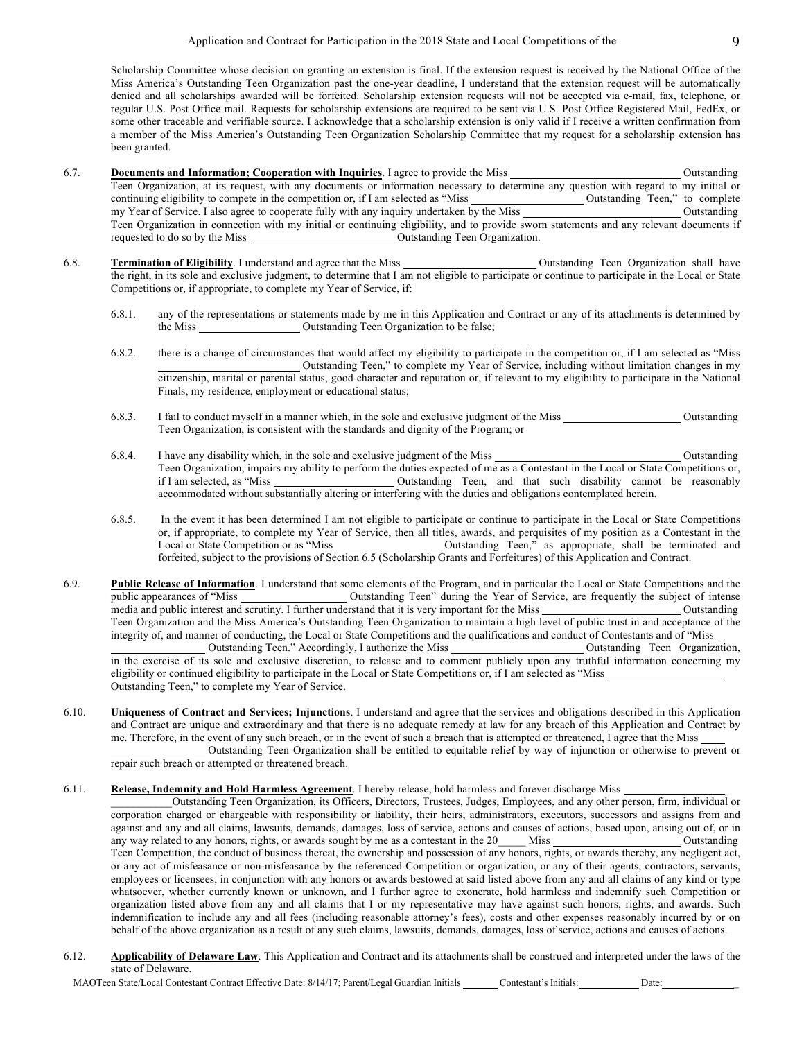Scholarship Committee whose decision on granting an extension is final. If the extension request is received by the National Office of the Miss America's Outstanding Teen Organization past the one-year deadline, I understand that the extension request will be automatically denied and all scholarships awarded will be forfeited. Scholarship extension requests will not be accepted via e-mail, fax, telephone, or regular U.S. Post Office mail. Requests for scholarship extensions are required to be sent via U.S. Post Office Registered Mail, FedEx, or some other traceable and verifiable source. I acknowledge that a scholarship extension is only valid if I receive a written confirmation from a member of the Miss America's Outstanding Teen Organization Scholarship Committee that my request for a scholarship extension has been granted.

6.7. **Documents and Information; Cooperation with Inquiries**. I agree to provide the Miss ______________ Outstanding Teen Organization, at its request, with any documents or information necessary to determine any question with regard to my initial or continuing eligibility to compete in the competition or, if I am selected as "Miss ______________ Outstanding Teen," to complete my Year of Service. I also agree to cooperate fully with any inquiry undertaken by the Miss ______________ Outstanding Teen Organization in connection with my initial or continuing eligibility, and to provide sworn statements and any relevant documents if requested to do so by the Miss ______________ Outstanding Teen Organization.

6.8. **Termination of Eligibility**. I understand and agree that the Miss ______________ Outstanding Teen Organization shall have the right, in its sole and exclusive judgment, to determine that I am not eligible to participate or continue to participate in the Local or State Competitions or, if appropriate, to complete my Year of Service, if:

6.8.1. any of the representations or statements made by me in this Application and Contract or any of its attachments is determined by the Miss ______________ Outstanding Teen Organization to be false;

6.8.2. there is a change of circumstances that would affect my eligibility to participate in the competition or, if I am selected as "Miss ______________ Outstanding Teen," to complete my Year of Service, including without limitation changes in my citizenship, marital or parental status, good character and reputation or, if relevant to my eligibility to participate in the National Finals, my residence, employment or educational status;

6.8.3. I fail to conduct myself in a manner which, in the sole and exclusive judgment of the Miss ______________ Outstanding Teen Organization, is consistent with the standards and dignity of the Program; or

6.8.4. I have any disability which, in the sole and exclusive judgment of the Miss ______________ Outstanding Teen Organization, impairs my ability to perform the duties expected of me as a Contestant in the Local or State Competitions or, if I am selected, as "Miss ______________ Outstanding Teen, and that such disability cannot be reasonably accommodated without substantially altering or interfering with the duties and obligations contemplated herein.

6.8.5. In the event it has been determined I am not eligible to participate or continue to participate in the Local or State Competitions or, if appropriate, to complete my Year of Service, then all titles, awards, and perquisites of my position as a Contestant in the Local or State Competition or as "Miss ______________ Outstanding Teen," as appropriate, shall be terminated and forfeited, subject to the provisions of Section 6.5 (Scholarship Grants and Forfeitures) of this Application and Contract.

6.9. **Public Release of Information**. I understand that some elements of the Program, and in particular the Local or State Competitions and the public appearances of "Miss ______________ Outstanding Teen" during the Year of Service, are frequently the subject of intense media and public interest and scrutiny. I further understand that it is very important for the Miss ______________ Outstanding Teen Organization and the Miss America's Outstanding Teen Organization to maintain a high level of public trust in and acceptance of the integrity of, and manner of conducting, the Local or State Competitions and the qualifications and conduct of Contestants and of "Miss ______________ Outstanding Teen." Accordingly, I authorize the Miss ______________ Outstanding Teen Organization, in the exercise of its sole and exclusive discretion, to release and to comment publicly upon any truthful information concerning my eligibility or continued eligibility to participate in the Local or State Competitions or, if I am selected as "Miss ______________ Outstanding Teen," to complete my Year of Service.

6.10. **Uniqueness of Contract and Services; Injunctions**. I understand and agree that the services and obligations described in this Application and Contract are unique and extraordinary and that there is no adequate remedy at law for any breach of this Application and Contract by me. Therefore, in the event of any such breach, or in the event of such a breach that is attempted or threatened, I agree that the Miss ______________ Outstanding Teen Organization shall be entitled to equitable relief by way of injunction or otherwise to prevent or repair such breach or attempted or threatened breach.

6.11. **Release, Indemnity and Hold Harmless Agreement**. I hereby release, hold harmless and forever discharge Miss ______________ Outstanding Teen Organization, its Officers, Directors, Trustees, Judges, Employees, and any other person, firm, individual or corporation charged or chargeable with responsibility or liability, their heirs, administrators, executors, successors and assigns from and against and any and all claims, lawsuits, demands, damages, loss of service, actions and causes of actions, based upon, arising out of, or in any way related to any honors, rights, or awards sought by me as a contestant in the 20_____ Miss ______________ Outstanding Teen Competition, the conduct of business thereat, the ownership and possession of any honors, rights, or awards thereby, any negligent act, or any act of misfeasance or non-misfeasance by the referenced Competition or organization, or any of their agents, contractors, servants, employees or licensees, in conjunction with any honors or awards bestowed at said listed above from any and all claims of any kind or type whatsoever, whether currently known or unknown, and I further agree to exonerate, hold harmless and indemnify such Competition or organization listed above from any and all claims that I or my representative may have against such honors, rights, and awards. Such indemnification to include any and all fees (including reasonable attorney's fees), costs and other expenses reasonably incurred by or on behalf of the above organization as a result of any such claims, lawsuits, demands, damages, loss of service, actions and causes of actions.

6.12. **Applicability of Delaware Law**. This Application and Contract and its attachments shall be construed and interpreted under the laws of the state of Delaware.

MAOTeen State/Local Contestant Contract Effective Date: 8/14/17; Parent/Legal Guardian Initials _______ Contestant's Initials: __________ Date: ______________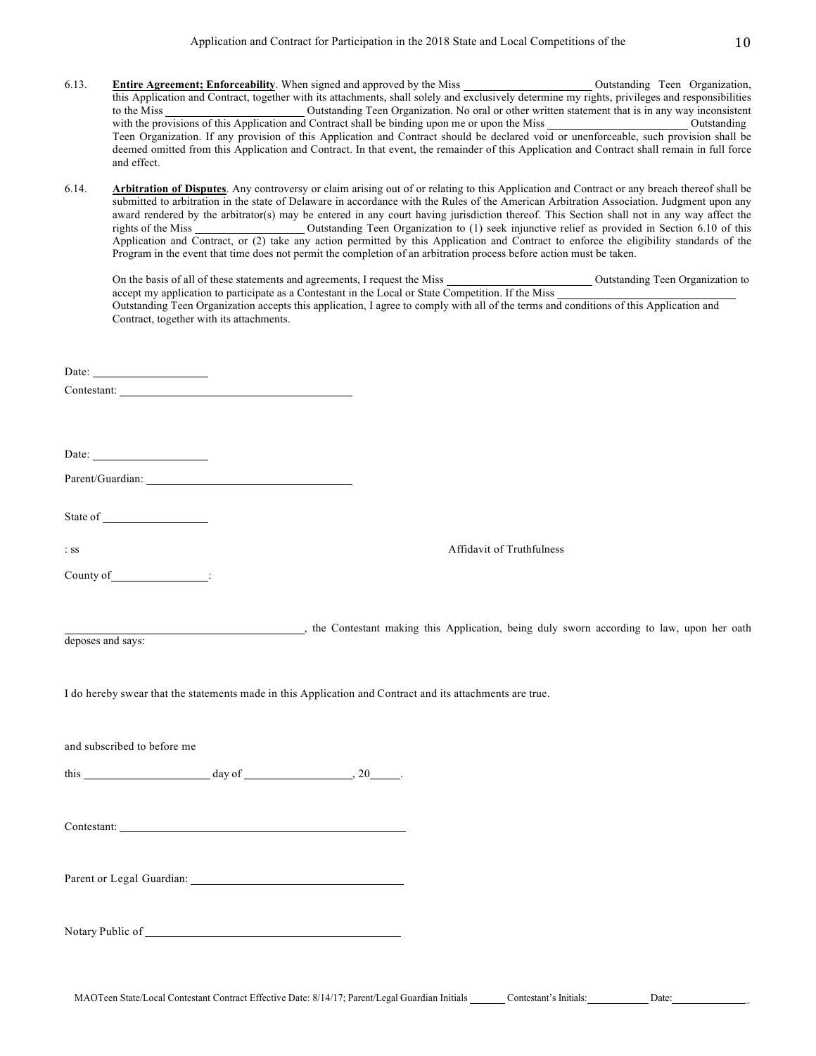6.13. **Entire Agreement; Enforceability**. When signed and approved by the Miss ______________________ Outstanding Teen Organization, this Application and Contract, together with its attachments, shall solely and exclusively determine my rights, privileges and responsibilities to the Miss ________________________ Outstanding Teen Organization. No oral or other written statement that is in any way inconsistent with the provisions of this Application and Contract shall be binding upon me or upon the Miss ________________________ Outstanding Teen Organization. If any provision of this Application and Contract should be declared void or unenforceable, such provision shall be deemed omitted from this Application and Contract. In that event, the remainder of this Application and Contract shall remain in full force and effect.

6.14. **Arbitration of Disputes**. Any controversy or claim arising out of or relating to this Application and Contract or any breach thereof shall be submitted to arbitration in the state of Delaware in accordance with the Rules of the American Arbitration Association. Judgment upon any award rendered by the arbitrator(s) may be entered in any court having jurisdiction thereof. This Section shall not in any way affect the rights of the Miss ___________________ Outstanding Teen Organization to (1) seek injunctive relief as provided in Section 6.10 of this Application and Contract, or (2) take any action permitted by this Application and Contract to enforce the eligibility standards of the Program in the event that time does not permit the completion of an arbitration process before action must be taken.

On the basis of all of these statements and agreements, I request the Miss ________________________ Outstanding Teen Organization to accept my application to participate as a Contestant in the Local or State Competition. If the Miss ______________________________ Outstanding Teen Organization accepts this application, I agree to comply with all of the terms and conditions of this Application and Contract, together with its attachments.

Date: ____________________

Contestant: ________________________________________

Date: ____________________

Parent/Guardian: __________________________________

State of __________________

: ss

Affidavit of Truthfulness

County of________________:

________________________________________, the Contestant making this Application, being duly sworn according to law, upon her oath deposes and says:

I do hereby swear that the statements made in this Application and Contract and its attachments are true.

and subscribed to before me

this _____________________ day of __________________, 20_____.

Contestant: __________________________________________________

Parent or Legal Guardian: __________________________________

Notary Public of ___________________________________________

MAOTeen State/Local Contestant Contract Effective Date: 8/14/17; Parent/Legal Guardian Initials ______ Contestant's Initials: __________ Date: _____________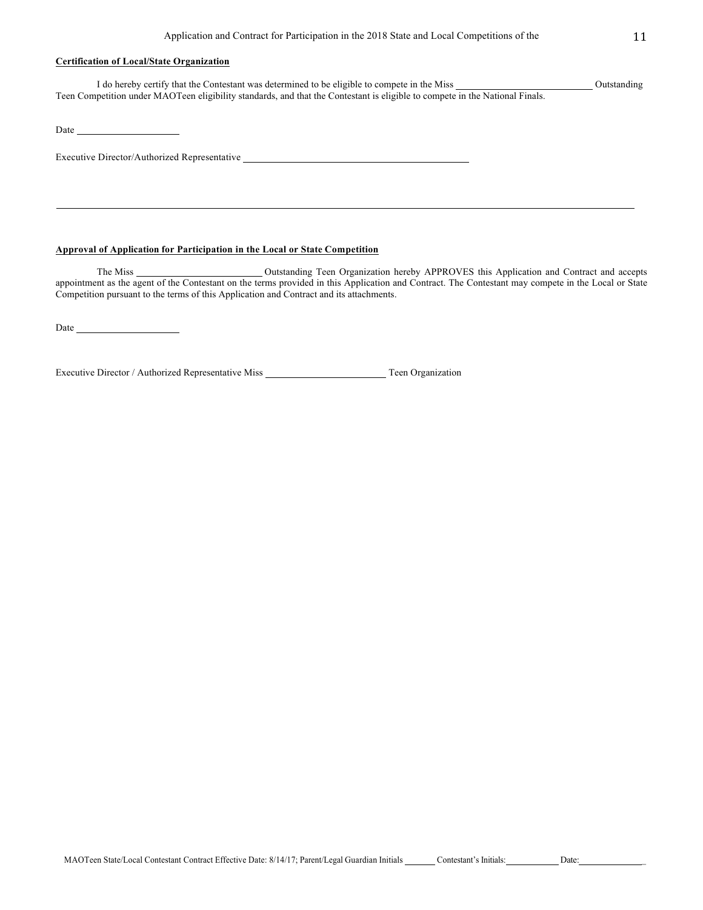**Certification of Local/State Organization**

I do hereby certify that the Contestant was determined to be eligible to compete in the Miss \_\_\_\_\_\_\_\_\_\_\_\_\_\_\_\_\_\_\_\_\_\_\_\_\_\_\_ Outstanding Teen Competition under MAOTeen eligibility standards, and that the Contestant is eligible to compete in the National Finals.

Date \_\_\_\_\_\_\_\_\_\_\_\_\_\_\_\_\_\_\_\_

Executive Director/Authorized Representative \_\_\_\_\_\_\_\_\_\_\_\_\_\_\_\_\_\_\_\_\_\_\_\_\_\_\_\_\_\_\_\_\_\_\_\_\_\_\_\_\_\_\_\_

---

**Approval of Application for Participation in the Local or State Competition**

The Miss \_\_\_\_\_\_\_\_\_\_\_\_\_\_\_\_\_\_\_\_\_\_\_\_\_ Outstanding Teen Organization hereby APPROVES this Application and Contract and accepts appointment as the agent of the Contestant on the terms provided in this Application and Contract. The Contestant may compete in the Local or State Competition pursuant to the terms of this Application and Contract and its attachments.

Date \_\_\_\_\_\_\_\_\_\_\_\_\_\_\_\_\_\_\_\_

Executive Director / Authorized Representative Miss \_\_\_\_\_\_\_\_\_\_\_\_\_\_\_\_\_\_\_\_\_\_\_\_ Teen Organization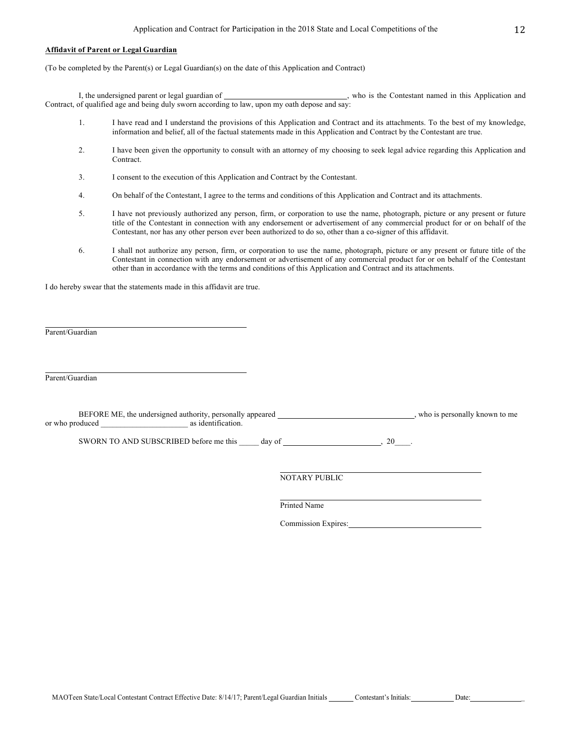**Affidavit of Parent or Legal Guardian**

(To be completed by the Parent(s) or Legal Guardian(s) on the date of this Application and Contract)

I, the undersigned parent or legal guardian of ______________________________, who is the Contestant named in this Application and Contract, of qualified age and being duly sworn according to law, upon my oath depose and say:

1. I have read and I understand the provisions of this Application and Contract and its attachments. To the best of my knowledge, information and belief, all of the factual statements made in this Application and Contract by the Contestant are true.

2. I have been given the opportunity to consult with an attorney of my choosing to seek legal advice regarding this Application and Contract.

3. I consent to the execution of this Application and Contract by the Contestant.

4. On behalf of the Contestant, I agree to the terms and conditions of this Application and Contract and its attachments.

5. I have not previously authorized any person, firm, or corporation to use the name, photograph, picture or any present or future title of the Contestant in connection with any endorsement or advertisement of any commercial product for or on behalf of the Contestant, nor has any other person ever been authorized to do so, other than a co-signer of this affidavit.

6. I shall not authorize any person, firm, or corporation to use the name, photograph, picture or any present or future title of the Contestant in connection with any endorsement or advertisement of any commercial product for or on behalf of the Contestant other than in accordance with the terms and conditions of this Application and Contract and its attachments.

I do hereby swear that the statements made in this affidavit are true.

______________________________________________
Parent/Guardian

______________________________________________
Parent/Guardian

BEFORE ME, the undersigned authority, personally appeared ________________________________, who is personally known to me or who produced ______________________ as identification.

SWORN TO AND SUBSCRIBED before me this _____ day of ______________________, 20____.

______________________________________________
NOTARY PUBLIC

______________________________________________
Printed Name

Commission Expires: ______________________________

MAOTeen State/Local Contestant Contract Effective Date: 8/14/17; Parent/Legal Guardian Initials _______ Contestant's Initials: ___________ Date: ______________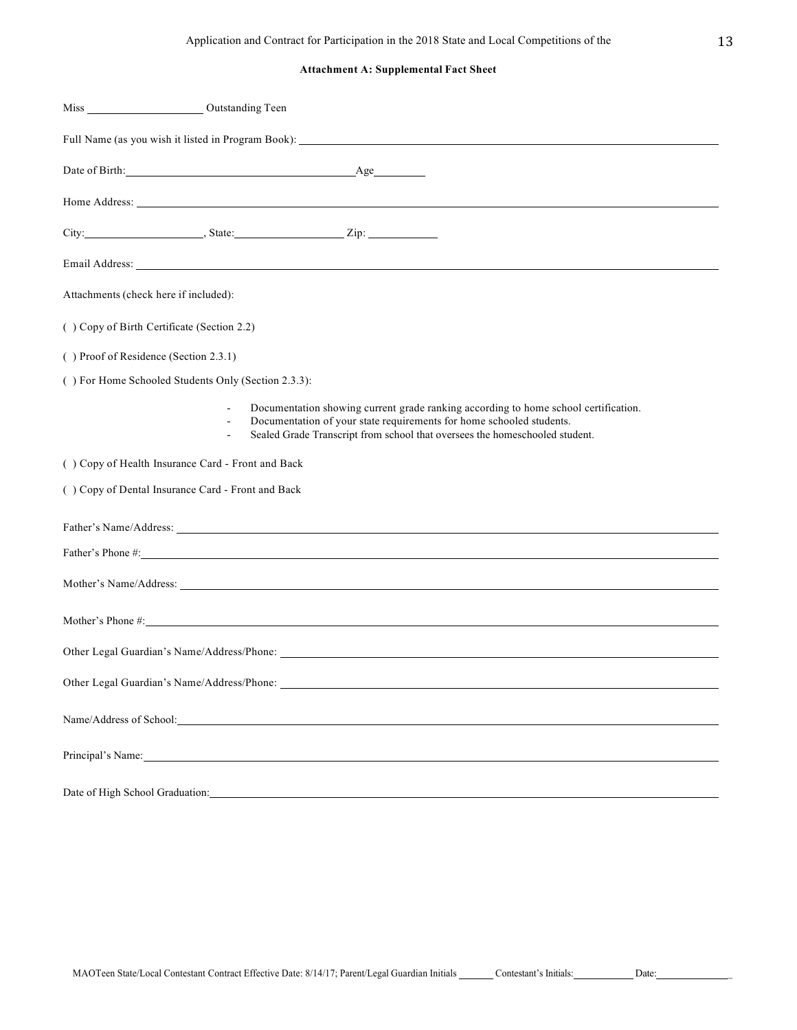## Attachment A: Supplemental Fact Sheet

Miss ____________________ Outstanding Teen

Full Name (as you wish it listed in Program Book): ____________________

Date of Birth: ____________________ Age ________

Home Address: ____________________

City: ____________________, State: ____________________ Zip: ____________

Email Address: ____________________

Attachments (check here if included):

( ) Copy of Birth Certificate (Section 2.2)

( ) Proof of Residence (Section 2.3.1)

( ) For Home Schooled Students Only (Section 2.3.3):

- Documentation showing current grade ranking according to home school certification.
- Documentation of your state requirements for home schooled students.
- Sealed Grade Transcript from school that oversees the homeschooled student.

( ) Copy of Health Insurance Card - Front and Back

( ) Copy of Dental Insurance Card - Front and Back

Father's Name/Address: ____________________

Father's Phone #: ____________________

Mother's Name/Address: ____________________

Mother's Phone #: ____________________

Other Legal Guardian's Name/Address/Phone: ____________________

Other Legal Guardian's Name/Address/Phone: ____________________

Name/Address of School: ____________________

Principal's Name: ____________________

Date of High School Graduation: ____________________

MAOTeen State/Local Contestant Contract Effective Date: 8/14/17; Parent/Legal Guardian Initials ______ Contestant's Initials: __________ Date: ____________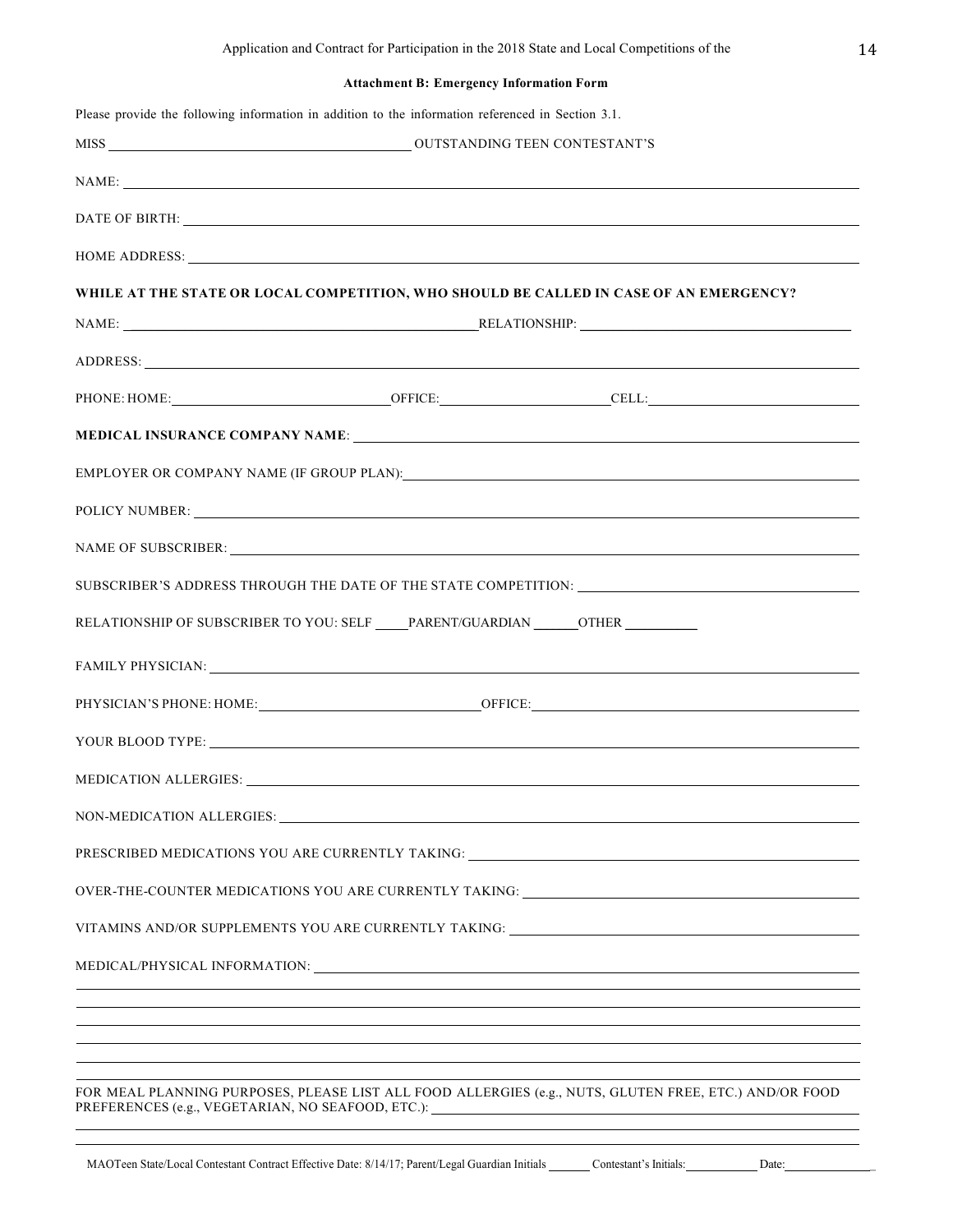### Attachment B: Emergency Information Form

Please provide the following information in addition to the information referenced in Section 3.1.

MISS ____________________________ OUTSTANDING TEEN CONTESTANT'S

NAME: ____________________________

DATE OF BIRTH: ____________________________

HOME ADDRESS: ____________________________

**WHILE AT THE STATE OR LOCAL COMPETITION, WHO SHOULD BE CALLED IN CASE OF AN EMERGENCY?**

NAME: ____________________________ RELATIONSHIP: ____________________________

ADDRESS: ____________________________

PHONE: HOME: ____________________ OFFICE: ____________________ CELL: ____________________

**MEDICAL INSURANCE COMPANY NAME**: ____________________________

EMPLOYER OR COMPANY NAME (IF GROUP PLAN): ____________________________

POLICY NUMBER: ____________________________

NAME OF SUBSCRIBER: ____________________________

SUBSCRIBER'S ADDRESS THROUGH THE DATE OF THE STATE COMPETITION: ____________________________

RELATIONSHIP OF SUBSCRIBER TO YOU: SELF _____ PARENT/GUARDIAN ______ OTHER __________

FAMILY PHYSICIAN: ____________________________

PHYSICIAN'S PHONE: HOME: ____________________ OFFICE: ____________________

YOUR BLOOD TYPE: ____________________________

MEDICATION ALLERGIES: ____________________________

NON-MEDICATION ALLERGIES: ____________________________

PRESCRIBED MEDICATIONS YOU ARE CURRENTLY TAKING: ____________________________

OVER-THE-COUNTER MEDICATIONS YOU ARE CURRENTLY TAKING: ____________________________

VITAMINS AND/OR SUPPLEMENTS YOU ARE CURRENTLY TAKING: ____________________________

MEDICAL/PHYSICAL INFORMATION: ____________________________

____________________________

____________________________

____________________________

____________________________

____________________________

FOR MEAL PLANNING PURPOSES, PLEASE LIST ALL FOOD ALLERGIES (e.g., NUTS, GLUTEN FREE, ETC.) AND/OR FOOD PREFERENCES (e.g., VEGETARIAN, NO SEAFOOD, ETC.): ____________________________

____________________________

MAOTeen State/Local Contestant Contract Effective Date: 8/14/17; Parent/Legal Guardian Initials _______ Contestant's Initials: __________ Date: ______________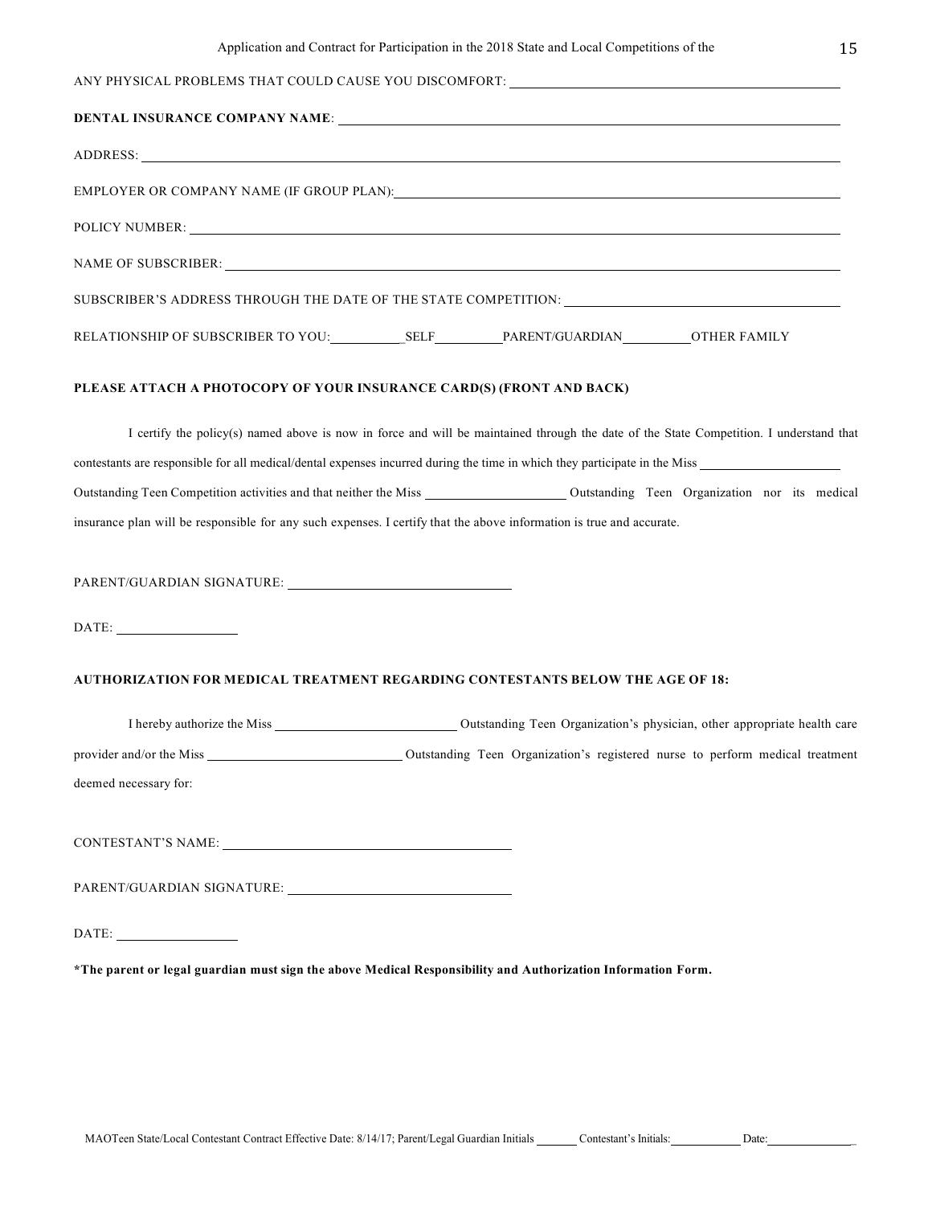ANY PHYSICAL PROBLEMS THAT COULD CAUSE YOU DISCOMFORT: ____________________

**DENTAL INSURANCE COMPANY NAME**: ____________________

ADDRESS: ____________________

EMPLOYER OR COMPANY NAME (IF GROUP PLAN): ____________________

POLICY NUMBER: ____________________

NAME OF SUBSCRIBER: ____________________

SUBSCRIBER'S ADDRESS THROUGH THE DATE OF THE STATE COMPETITION: ____________________

RELATIONSHIP OF SUBSCRIBER TO YOU: ________SELF ________PARENT/GUARDIAN ________OTHER FAMILY

**PLEASE ATTACH A PHOTOCOPY OF YOUR INSURANCE CARD(S) (FRONT AND BACK)**

I certify the policy(s) named above is now in force and will be maintained through the date of the State Competition. I understand that contestants are responsible for all medical/dental expenses incurred during the time in which they participate in the Miss ____________ Outstanding Teen Competition activities and that neither the Miss ____________ Outstanding Teen Organization nor its medical insurance plan will be responsible for any such expenses. I certify that the above information is true and accurate.

PARENT/GUARDIAN SIGNATURE: ____________________

DATE: ____________

**AUTHORIZATION FOR MEDICAL TREATMENT REGARDING CONTESTANTS BELOW THE AGE OF 18:**

I hereby authorize the Miss ____________ Outstanding Teen Organization's physician, other appropriate health care provider and/or the Miss ____________ Outstanding Teen Organization's registered nurse to perform medical treatment deemed necessary for:

CONTESTANT'S NAME: ____________________

PARENT/GUARDIAN SIGNATURE: ____________________

DATE: ____________

**\*The parent or legal guardian must sign the above Medical Responsibility and Authorization Information Form.**

MAOTeen State/Local Contestant Contract Effective Date: 8/14/17; Parent/Legal Guardian Initials ______ Contestant's Initials: ________ Date: ____________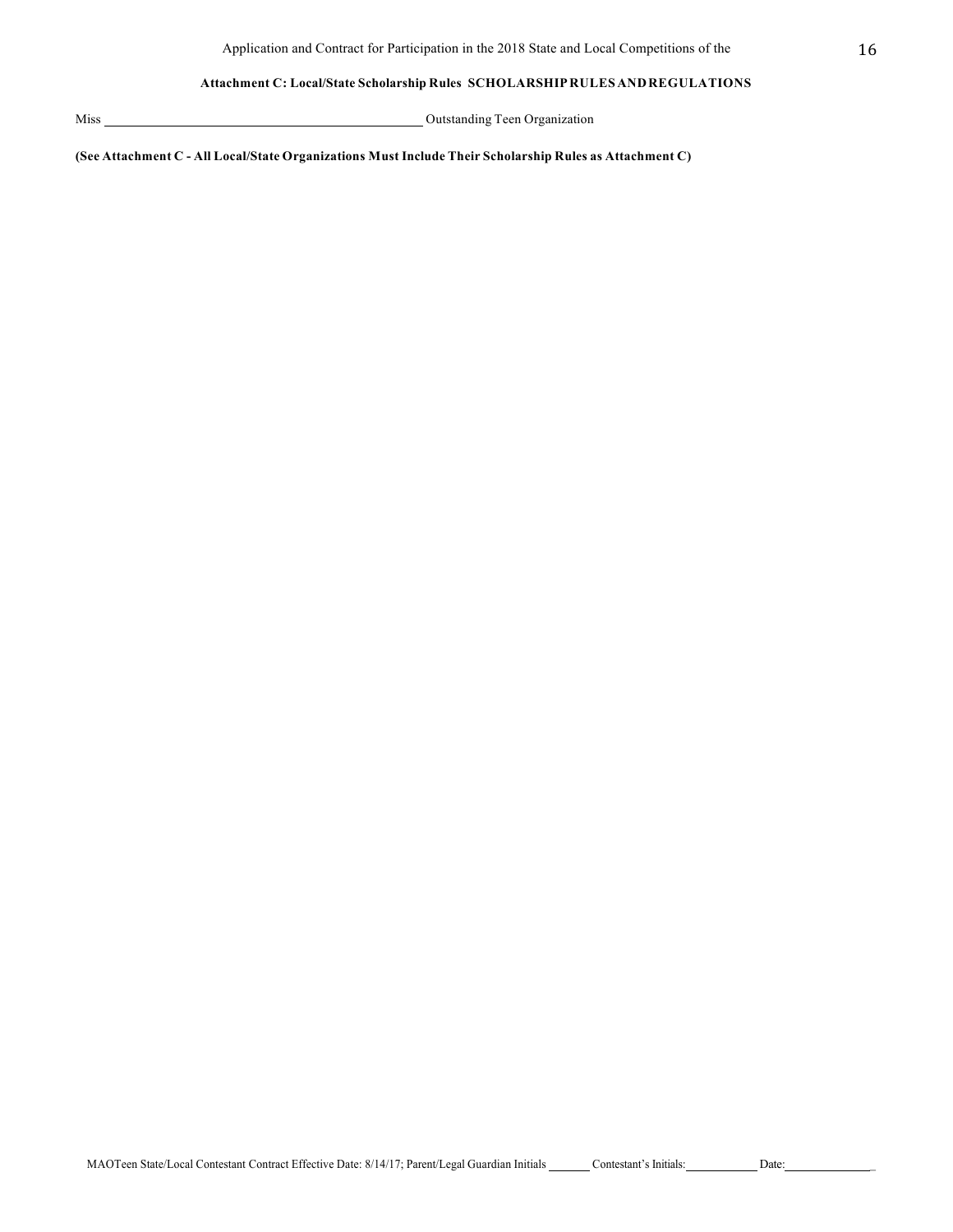**Attachment C: Local/State Scholarship Rules SCHOLARSHIP RULES AND REGULATIONS**

Miss \_\_\_\_\_\_\_\_\_\_\_\_\_\_\_\_\_\_\_\_\_\_\_\_\_\_\_\_\_\_\_\_\_\_\_\_\_\_\_\_ Outstanding Teen Organization

**(See Attachment C - All Local/State Organizations Must Include Their Scholarship Rules as Attachment C)**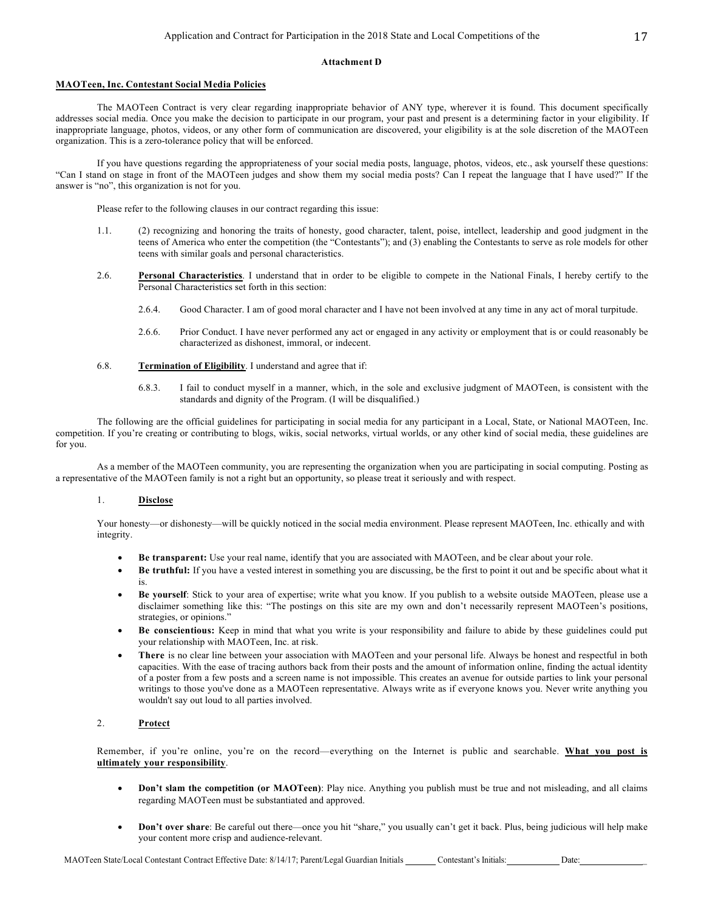**Attachment D**

**MAOTeen, Inc. Contestant Social Media Policies**

The MAOTeen Contract is very clear regarding inappropriate behavior of ANY type, wherever it is found. This document specifically addresses social media. Once you make the decision to participate in our program, your past and present is a determining factor in your eligibility. If inappropriate language, photos, videos, or any other form of communication are discovered, your eligibility is at the sole discretion of the MAOTeen organization. This is a zero-tolerance policy that will be enforced.

If you have questions regarding the appropriateness of your social media posts, language, photos, videos, etc., ask yourself these questions: "Can I stand on stage in front of the MAOTeen judges and show them my social media posts? Can I repeat the language that I have used?" If the answer is "no", this organization is not for you.

Please refer to the following clauses in our contract regarding this issue:

1.1. (2) recognizing and honoring the traits of honesty, good character, talent, poise, intellect, leadership and good judgment in the teens of America who enter the competition (the "Contestants"); and (3) enabling the Contestants to serve as role models for other teens with similar goals and personal characteristics.

2.6. **Personal Characteristics**. I understand that in order to be eligible to compete in the National Finals, I hereby certify to the Personal Characteristics set forth in this section:

2.6.4. Good Character. I am of good moral character and I have not been involved at any time in any act of moral turpitude.

2.6.6. Prior Conduct. I have never performed any act or engaged in any activity or employment that is or could reasonably be characterized as dishonest, immoral, or indecent.

6.8. **Termination of Eligibility**. I understand and agree that if:

6.8.3. I fail to conduct myself in a manner, which, in the sole and exclusive judgment of MAOTeen, is consistent with the standards and dignity of the Program. (I will be disqualified.)

The following are the official guidelines for participating in social media for any participant in a Local, State, or National MAOTeen, Inc. competition. If you're creating or contributing to blogs, wikis, social networks, virtual worlds, or any other kind of social media, these guidelines are for you.

As a member of the MAOTeen community, you are representing the organization when you are participating in social computing. Posting as a representative of the MAOTeen family is not a right but an opportunity, so please treat it seriously and with respect.

1. **Disclose**

Your honesty—or dishonesty—will be quickly noticed in the social media environment. Please represent MAOTeen, Inc. ethically and with integrity.

- **Be transparent:** Use your real name, identify that you are associated with MAOTeen, and be clear about your role.
- **Be truthful:** If you have a vested interest in something you are discussing, be the first to point it out and be specific about what it is.
- **Be yourself**: Stick to your area of expertise; write what you know. If you publish to a website outside MAOTeen, please use a disclaimer something like this: "The postings on this site are my own and don't necessarily represent MAOTeen's positions, strategies, or opinions."
- **Be conscientious:** Keep in mind that what you write is your responsibility and failure to abide by these guidelines could put your relationship with MAOTeen, Inc. at risk.
- **There** is no clear line between your association with MAOTeen and your personal life. Always be honest and respectful in both capacities. With the ease of tracing authors back from their posts and the amount of information online, finding the actual identity of a poster from a few posts and a screen name is not impossible. This creates an avenue for outside parties to link your personal writings to those you've done as a MAOTeen representative. Always write as if everyone knows you. Never write anything you wouldn't say out loud to all parties involved.

2. **Protect**

Remember, if you're online, you're on the record—everything on the Internet is public and searchable. **What you post is ultimately your responsibility**.

- **Don't slam the competition (or MAOTeen)**: Play nice. Anything you publish must be true and not misleading, and all claims regarding MAOTeen must be substantiated and approved.
- **Don't over share**: Be careful out there—once you hit "share," you usually can't get it back. Plus, being judicious will help make your content more crisp and audience-relevant.

MAOTeen State/Local Contestant Contract Effective Date: 8/14/17; Parent/Legal Guardian Initials _______ Contestant's Initials: __________ Date: ______________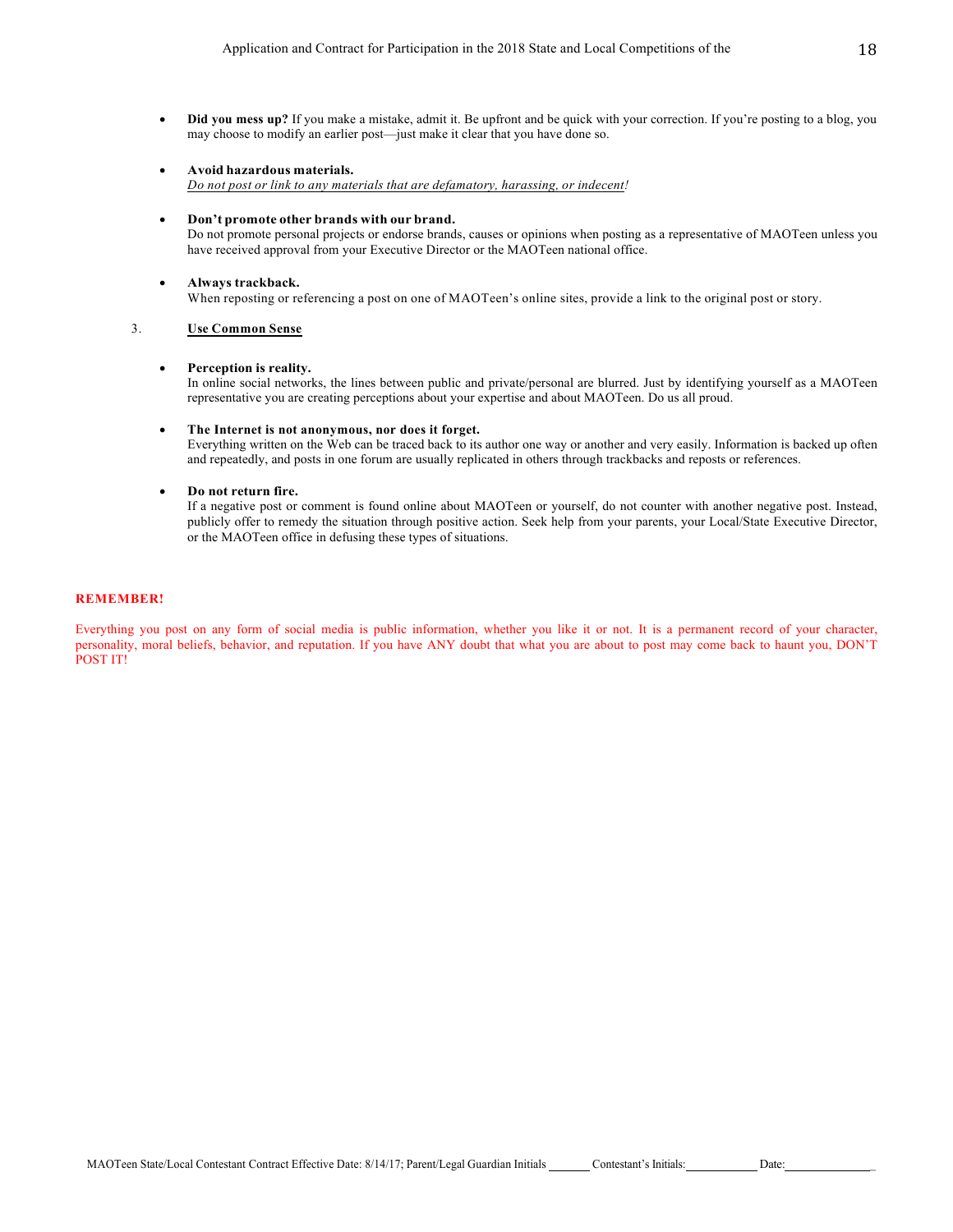- **Did you mess up?** If you make a mistake, admit it. Be upfront and be quick with your correction. If you're posting to a blog, you may choose to modify an earlier post—just make it clear that you have done so.

- **Avoid hazardous materials.**
  *Do not post or link to any materials that are defamatory, harassing, or indecent!*

- **Don't promote other brands with our brand.**
  Do not promote personal projects or endorse brands, causes or opinions when posting as a representative of MAOTeen unless you have received approval from your Executive Director or the MAOTeen national office.

- **Always trackback.**
  When reposting or referencing a post on one of MAOTeen's online sites, provide a link to the original post or story.

3. **Use Common Sense**

- **Perception is reality.**
  In online social networks, the lines between public and private/personal are blurred. Just by identifying yourself as a MAOTeen representative you are creating perceptions about your expertise and about MAOTeen. Do us all proud.

- **The Internet is not anonymous, nor does it forget.**
  Everything written on the Web can be traced back to its author one way or another and very easily. Information is backed up often and repeatedly, and posts in one forum are usually replicated in others through trackbacks and reposts or references.

- **Do not return fire.**
  If a negative post or comment is found online about MAOTeen or yourself, do not counter with another negative post. Instead, publicly offer to remedy the situation through positive action. Seek help from your parents, your Local/State Executive Director, or the MAOTeen office in defusing these types of situations.

**REMEMBER!**

Everything you post on any form of social media is public information, whether you like it or not. It is a permanent record of your character, personality, moral beliefs, behavior, and reputation. If you have ANY doubt that what you are about to post may come back to haunt you, DON'T POST IT!

MAOTeen State/Local Contestant Contract Effective Date: 8/14/17; Parent/Legal Guardian Initials ______ Contestant's Initials: __________ Date: ____________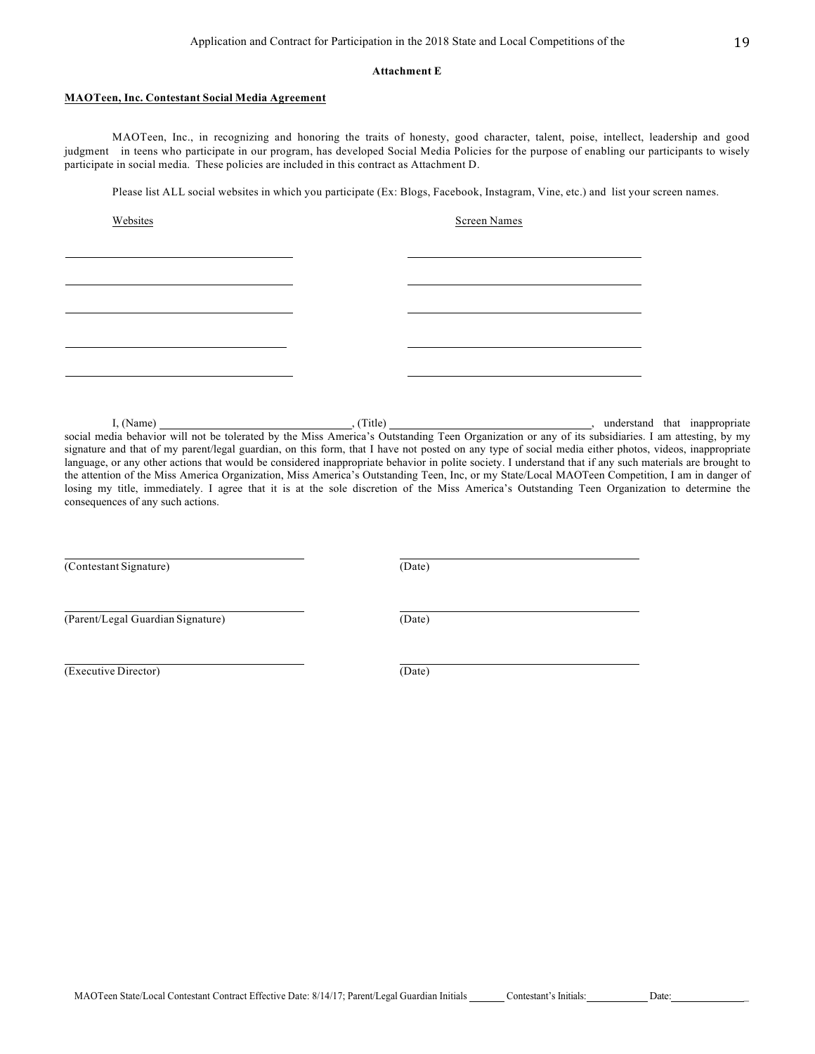### Attachment E

**MAOTeen, Inc. Contestant Social Media Agreement**

MAOTeen, Inc., in recognizing and honoring the traits of honesty, good character, talent, poise, intellect, leadership and good judgment in teens who participate in our program, has developed Social Media Policies for the purpose of enabling our participants to wisely participate in social media. These policies are included in this contract as Attachment D.

Please list ALL social websites in which you participate (Ex: Blogs, Facebook, Instagram, Vine, etc.) and list your screen names.

| Websites | Screen Names |
|---|---|
| ______________________ | ______________________ |
| ______________________ | ______________________ |
| ______________________ | ______________________ |
| ______________________ | ______________________ |
| ______________________ | ______________________ |

I, (Name) ______________________, (Title) ______________________, understand that inappropriate social media behavior will not be tolerated by the Miss America's Outstanding Teen Organization or any of its subsidiaries. I am attesting, by my signature and that of my parent/legal guardian, on this form, that I have not posted on any type of social media either photos, videos, inappropriate language, or any other actions that would be considered inappropriate behavior in polite society. I understand that if any such materials are brought to the attention of the Miss America Organization, Miss America's Outstanding Teen, Inc, or my State/Local MAOTeen Competition, I am in danger of losing my title, immediately. I agree that it is at the sole discretion of the Miss America's Outstanding Teen Organization to determine the consequences of any such actions.

______________________ (Contestant Signature) ______________________ (Date)

______________________ (Parent/Legal Guardian Signature) ______________________ (Date)

______________________ (Executive Director) ______________________ (Date)

MAOTeen State/Local Contestant Contract Effective Date: 8/14/17; Parent/Legal Guardian Initials ______ Contestant's Initials: ______ Date: ______